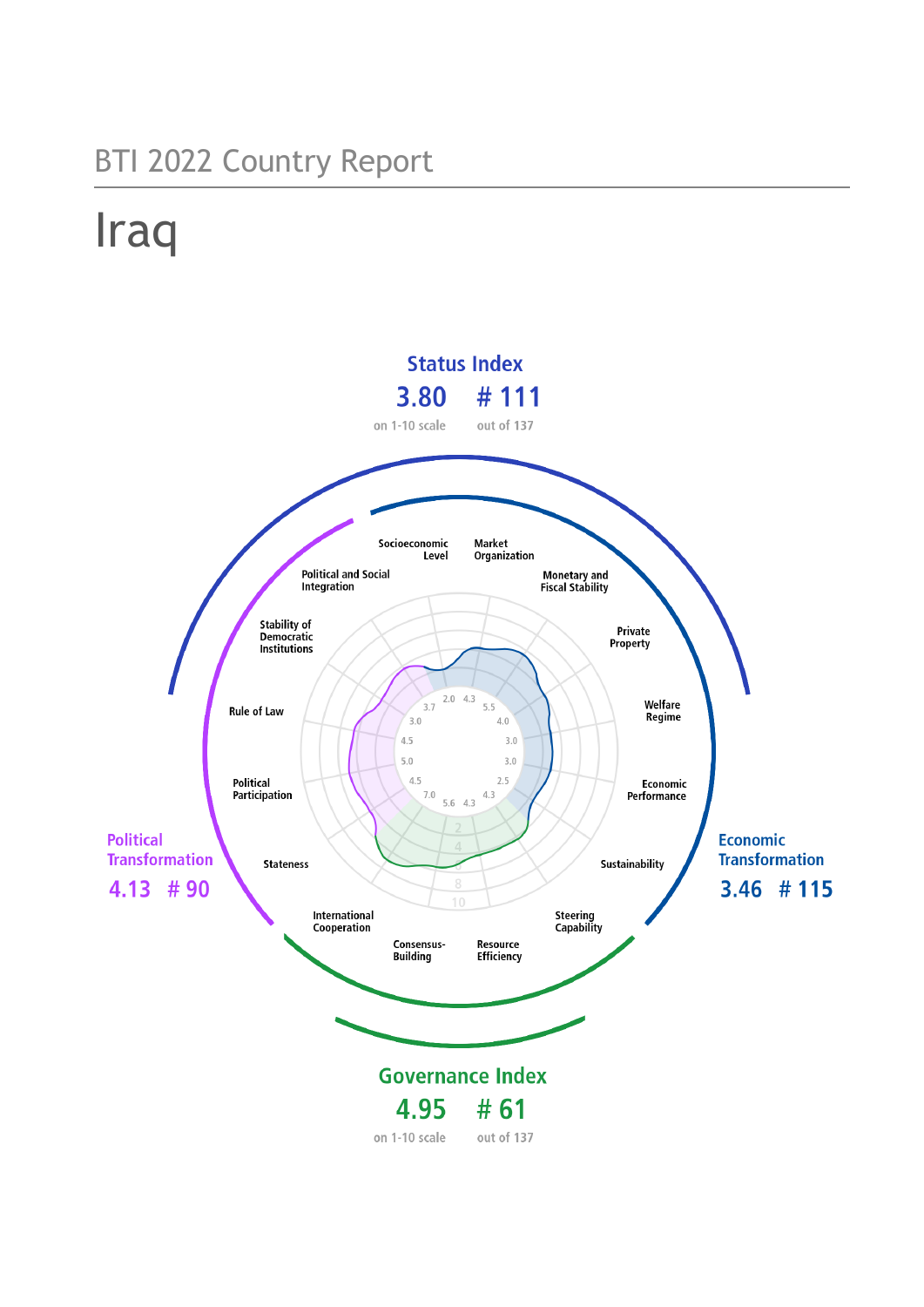BTI 2022 Country Report

# Iraq

**Status Index**

**3.80** on 1-10 scale

**# 111** out of 137

**Political Transformation**

**4.13 # 90**

**Economic Transformation**

**3.46 # 115**

**Governance Index**

**4.95** on 1-10 scale

**# 61** out of 137

| Criterion | Score |
|---|---|
| Socioeconomic Level | 2.0 |
| Market Organization | 4.3 |
| Monetary and Fiscal Stability | 5.5 |
| Private Property | 4.0 |
| Welfare Regime | 3.0 |
| Economic Performance | 3.0 |
| Sustainability | 2.5 |
| Steering Capability | 4.3 |
| Resource Efficiency | 4.3 |
| Consensus-Building | 5.6 |
| International Cooperation | 7.0 |
| Stateness | 4.5 |
| Political Participation | 5.0 |
| Rule of Law | 4.5 |
| Stability of Democratic Institutions | 3.0 |
| Political and Social Integration | 3.7 |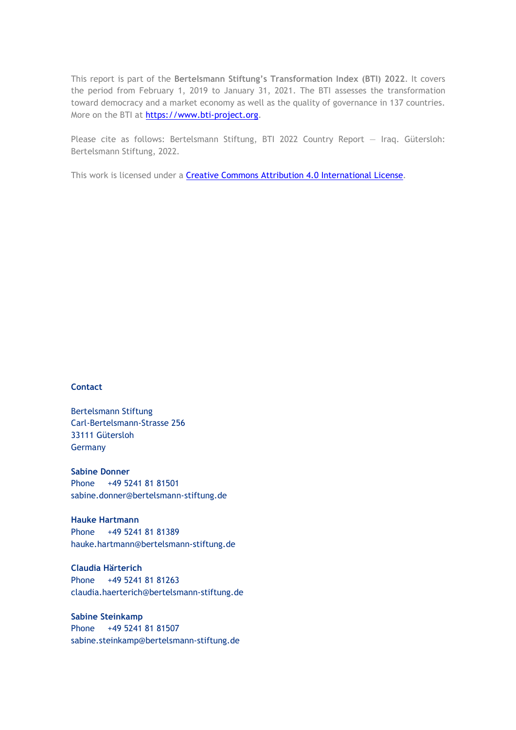This report is part of the **Bertelsmann Stiftung's Transformation Index (BTI) 2022**. It covers the period from February 1, 2019 to January 31, 2021. The BTI assesses the transformation toward democracy and a market economy as well as the quality of governance in 137 countries. More on the BTI at [https://www.bti-project.org](https://www.bti-project.org).

Please cite as follows: Bertelsmann Stiftung, BTI 2022 Country Report — Iraq. Gütersloh: Bertelsmann Stiftung, 2022.

This work is licensed under a [Creative Commons Attribution 4.0 International License](https://creativecommons.org/licenses/by/4.0/).

**Contact**

Bertelsmann Stiftung
Carl-Bertelsmann-Strasse 256
33111 Gütersloh
Germany

**Sabine Donner**
Phone +49 5241 81 81501
sabine.donner@bertelsmann-stiftung.de

**Hauke Hartmann**
Phone +49 5241 81 81389
hauke.hartmann@bertelsmann-stiftung.de

**Claudia Härterich**
Phone +49 5241 81 81263
claudia.haerterich@bertelsmann-stiftung.de

**Sabine Steinkamp**
Phone +49 5241 81 81507
sabine.steinkamp@bertelsmann-stiftung.de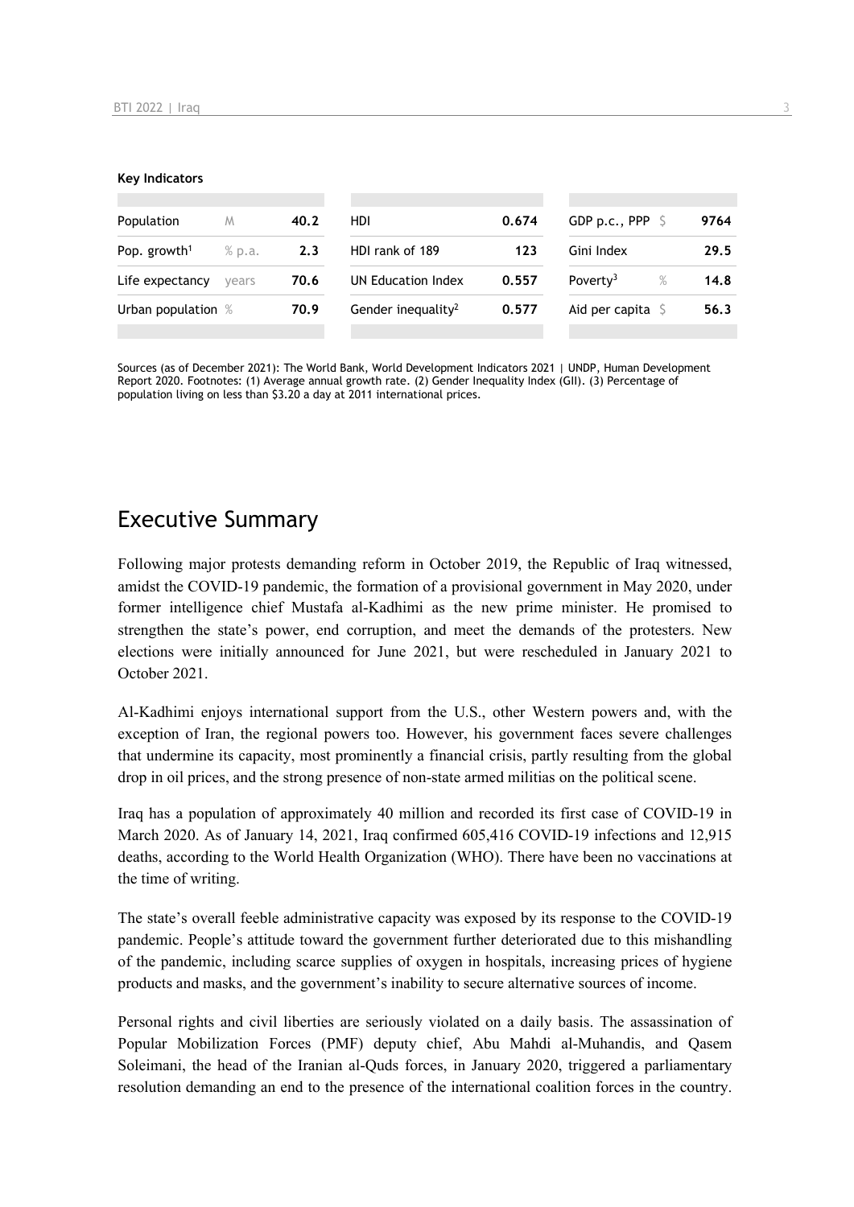**Key Indicators**

| Population | M | 40.2 | HDI | 0.674 | GDP p.c., PPP | $ | 9764 |
|---|---|---|---|---|---|---|---|
| Pop. growth[1] | % p.a. | 2.3 | HDI rank of 189 | 123 | Gini Index | | 29.5 |
| Life expectancy | years | 70.6 | UN Education Index | 0.557 | Poverty[3] | % | 14.8 |
| Urban population | % | 70.9 | Gender inequality[2] | 0.577 | Aid per capita | $ | 56.3 |

Sources (as of December 2021): The World Bank, World Development Indicators 2021 | UNDP, Human Development Report 2020. Footnotes: (1) Average annual growth rate. (2) Gender Inequality Index (GII). (3) Percentage of population living on less than $3.20 a day at 2011 international prices.

# Executive Summary

Following major protests demanding reform in October 2019, the Republic of Iraq witnessed, amidst the COVID-19 pandemic, the formation of a provisional government in May 2020, under former intelligence chief Mustafa al-Kadhimi as the new prime minister. He promised to strengthen the state's power, end corruption, and meet the demands of the protesters. New elections were initially announced for June 2021, but were rescheduled in January 2021 to October 2021.

Al-Kadhimi enjoys international support from the U.S., other Western powers and, with the exception of Iran, the regional powers too. However, his government faces severe challenges that undermine its capacity, most prominently a financial crisis, partly resulting from the global drop in oil prices, and the strong presence of non-state armed militias on the political scene.

Iraq has a population of approximately 40 million and recorded its first case of COVID-19 in March 2020. As of January 14, 2021, Iraq confirmed 605,416 COVID-19 infections and 12,915 deaths, according to the World Health Organization (WHO). There have been no vaccinations at the time of writing.

The state's overall feeble administrative capacity was exposed by its response to the COVID-19 pandemic. People's attitude toward the government further deteriorated due to this mishandling of the pandemic, including scarce supplies of oxygen in hospitals, increasing prices of hygiene products and masks, and the government's inability to secure alternative sources of income.

Personal rights and civil liberties are seriously violated on a daily basis. The assassination of Popular Mobilization Forces (PMF) deputy chief, Abu Mahdi al-Muhandis, and Qasem Soleimani, the head of the Iranian al-Quds forces, in January 2020, triggered a parliamentary resolution demanding an end to the presence of the international coalition forces in the country.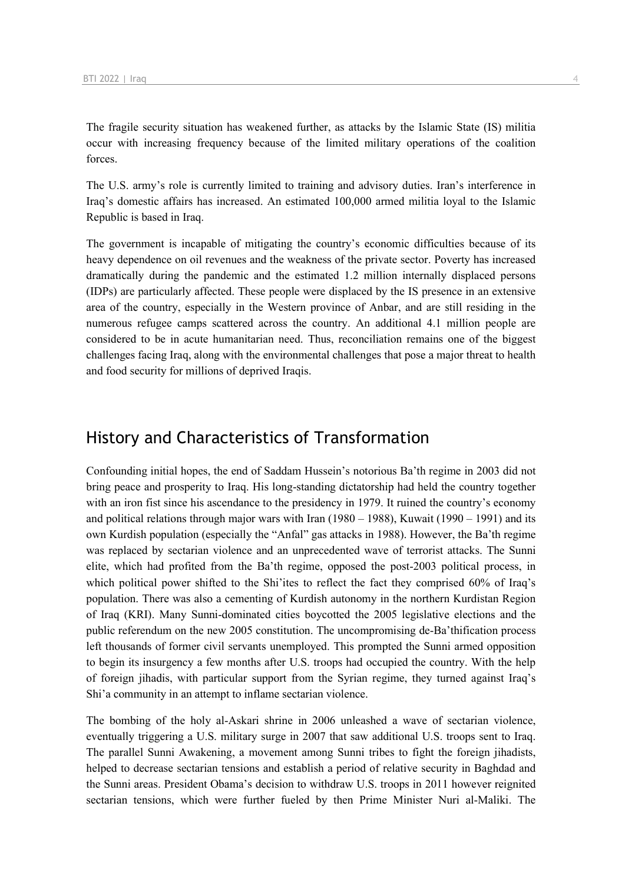The fragile security situation has weakened further, as attacks by the Islamic State (IS) militia occur with increasing frequency because of the limited military operations of the coalition forces.

The U.S. army's role is currently limited to training and advisory duties. Iran's interference in Iraq's domestic affairs has increased. An estimated 100,000 armed militia loyal to the Islamic Republic is based in Iraq.

The government is incapable of mitigating the country's economic difficulties because of its heavy dependence on oil revenues and the weakness of the private sector. Poverty has increased dramatically during the pandemic and the estimated 1.2 million internally displaced persons (IDPs) are particularly affected. These people were displaced by the IS presence in an extensive area of the country, especially in the Western province of Anbar, and are still residing in the numerous refugee camps scattered across the country. An additional 4.1 million people are considered to be in acute humanitarian need. Thus, reconciliation remains one of the biggest challenges facing Iraq, along with the environmental challenges that pose a major threat to health and food security for millions of deprived Iraqis.

## History and Characteristics of Transformation

Confounding initial hopes, the end of Saddam Hussein's notorious Ba'th regime in 2003 did not bring peace and prosperity to Iraq. His long-standing dictatorship had held the country together with an iron fist since his ascendance to the presidency in 1979. It ruined the country's economy and political relations through major wars with Iran (1980 – 1988), Kuwait (1990 – 1991) and its own Kurdish population (especially the "Anfal" gas attacks in 1988). However, the Ba'th regime was replaced by sectarian violence and an unprecedented wave of terrorist attacks. The Sunni elite, which had profited from the Ba'th regime, opposed the post-2003 political process, in which political power shifted to the Shi'ites to reflect the fact they comprised 60% of Iraq's population. There was also a cementing of Kurdish autonomy in the northern Kurdistan Region of Iraq (KRI). Many Sunni-dominated cities boycotted the 2005 legislative elections and the public referendum on the new 2005 constitution. The uncompromising de-Ba'thification process left thousands of former civil servants unemployed. This prompted the Sunni armed opposition to begin its insurgency a few months after U.S. troops had occupied the country. With the help of foreign jihadis, with particular support from the Syrian regime, they turned against Iraq's Shi'a community in an attempt to inflame sectarian violence.

The bombing of the holy al-Askari shrine in 2006 unleashed a wave of sectarian violence, eventually triggering a U.S. military surge in 2007 that saw additional U.S. troops sent to Iraq. The parallel Sunni Awakening, a movement among Sunni tribes to fight the foreign jihadists, helped to decrease sectarian tensions and establish a period of relative security in Baghdad and the Sunni areas. President Obama's decision to withdraw U.S. troops in 2011 however reignited sectarian tensions, which were further fueled by then Prime Minister Nuri al-Maliki. The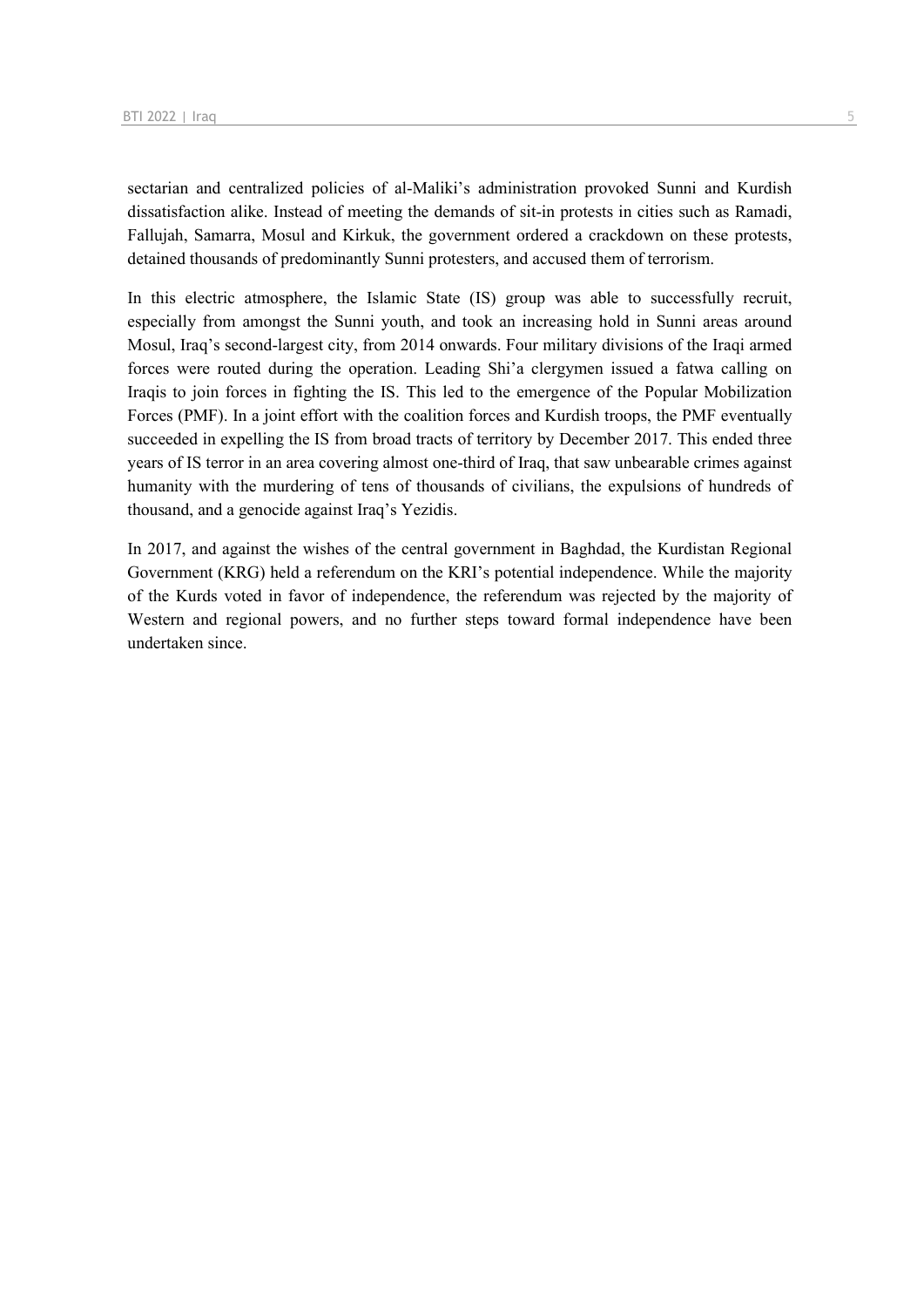sectarian and centralized policies of al-Maliki's administration provoked Sunni and Kurdish dissatisfaction alike. Instead of meeting the demands of sit-in protests in cities such as Ramadi, Fallujah, Samarra, Mosul and Kirkuk, the government ordered a crackdown on these protests, detained thousands of predominantly Sunni protesters, and accused them of terrorism.

In this electric atmosphere, the Islamic State (IS) group was able to successfully recruit, especially from amongst the Sunni youth, and took an increasing hold in Sunni areas around Mosul, Iraq's second-largest city, from 2014 onwards. Four military divisions of the Iraqi armed forces were routed during the operation. Leading Shi'a clergymen issued a fatwa calling on Iraqis to join forces in fighting the IS. This led to the emergence of the Popular Mobilization Forces (PMF). In a joint effort with the coalition forces and Kurdish troops, the PMF eventually succeeded in expelling the IS from broad tracts of territory by December 2017. This ended three years of IS terror in an area covering almost one-third of Iraq, that saw unbearable crimes against humanity with the murdering of tens of thousands of civilians, the expulsions of hundreds of thousand, and a genocide against Iraq's Yezidis.

In 2017, and against the wishes of the central government in Baghdad, the Kurdistan Regional Government (KRG) held a referendum on the KRI's potential independence. While the majority of the Kurds voted in favor of independence, the referendum was rejected by the majority of Western and regional powers, and no further steps toward formal independence have been undertaken since.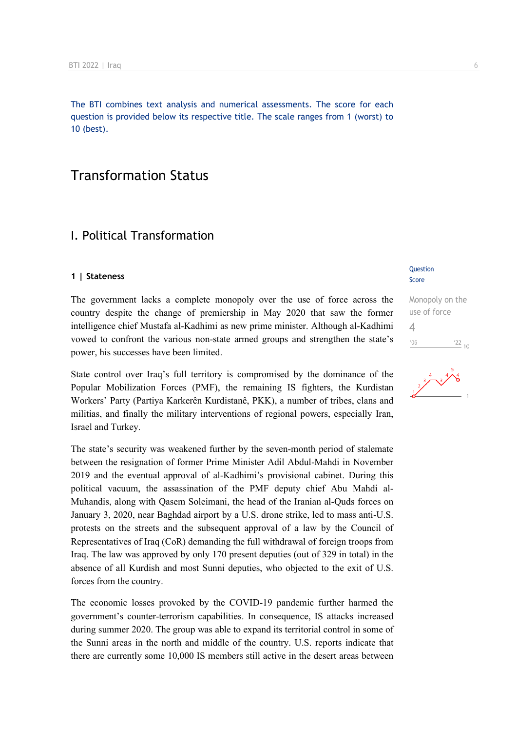The BTI combines text analysis and numerical assessments. The score for each question is provided below its respective title. The scale ranges from 1 (worst) to 10 (best).

# Transformation Status

## I. Political Transformation

### 1 | Stateness

Question Score

Monopoly on the use of force
4

The government lacks a complete monopoly over the use of force across the country despite the change of premiership in May 2020 that saw the former intelligence chief Mustafa al-Kadhimi as new prime minister. Although al-Kadhimi vowed to confront the various non-state armed groups and strengthen the state's power, his successes have been limited.

State control over Iraq's full territory is compromised by the dominance of the Popular Mobilization Forces (PMF), the remaining IS fighters, the Kurdistan Workers' Party (Partiya Karkerên Kurdistanê, PKK), a number of tribes, clans and militias, and finally the military interventions of regional powers, especially Iran, Israel and Turkey.

The state's security was weakened further by the seven-month period of stalemate between the resignation of former Prime Minister Adil Abdul-Mahdi in November 2019 and the eventual approval of al-Kadhimi's provisional cabinet. During this political vacuum, the assassination of the PMF deputy chief Abu Mahdi al-Muhandis, along with Qasem Soleimani, the head of the Iranian al-Quds forces on January 3, 2020, near Baghdad airport by a U.S. drone strike, led to mass anti-U.S. protests on the streets and the subsequent approval of a law by the Council of Representatives of Iraq (CoR) demanding the full withdrawal of foreign troops from Iraq. The law was approved by only 170 present deputies (out of 329 in total) in the absence of all Kurdish and most Sunni deputies, who objected to the exit of U.S. forces from the country.

The economic losses provoked by the COVID-19 pandemic further harmed the government's counter-terrorism capabilities. In consequence, IS attacks increased during summer 2020. The group was able to expand its territorial control in some of the Sunni areas in the north and middle of the country. U.S. reports indicate that there are currently some 10,000 IS members still active in the desert areas between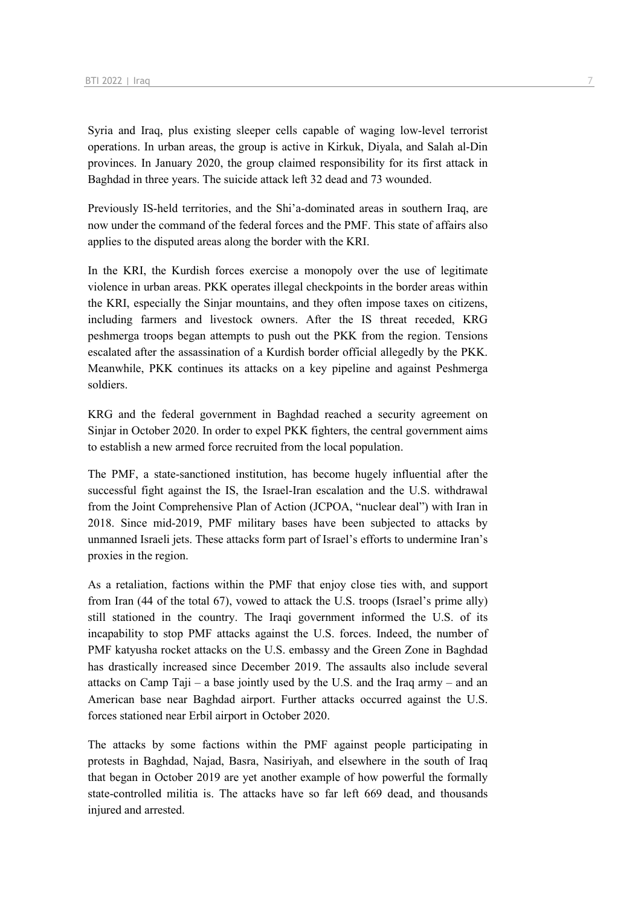Syria and Iraq, plus existing sleeper cells capable of waging low-level terrorist operations. In urban areas, the group is active in Kirkuk, Diyala, and Salah al-Din provinces. In January 2020, the group claimed responsibility for its first attack in Baghdad in three years. The suicide attack left 32 dead and 73 wounded.

Previously IS-held territories, and the Shi'a-dominated areas in southern Iraq, are now under the command of the federal forces and the PMF. This state of affairs also applies to the disputed areas along the border with the KRI.

In the KRI, the Kurdish forces exercise a monopoly over the use of legitimate violence in urban areas. PKK operates illegal checkpoints in the border areas within the KRI, especially the Sinjar mountains, and they often impose taxes on citizens, including farmers and livestock owners. After the IS threat receded, KRG peshmerga troops began attempts to push out the PKK from the region. Tensions escalated after the assassination of a Kurdish border official allegedly by the PKK. Meanwhile, PKK continues its attacks on a key pipeline and against Peshmerga soldiers.

KRG and the federal government in Baghdad reached a security agreement on Sinjar in October 2020. In order to expel PKK fighters, the central government aims to establish a new armed force recruited from the local population.

The PMF, a state-sanctioned institution, has become hugely influential after the successful fight against the IS, the Israel-Iran escalation and the U.S. withdrawal from the Joint Comprehensive Plan of Action (JCPOA, "nuclear deal") with Iran in 2018. Since mid-2019, PMF military bases have been subjected to attacks by unmanned Israeli jets. These attacks form part of Israel's efforts to undermine Iran's proxies in the region.

As a retaliation, factions within the PMF that enjoy close ties with, and support from Iran (44 of the total 67), vowed to attack the U.S. troops (Israel's prime ally) still stationed in the country. The Iraqi government informed the U.S. of its incapability to stop PMF attacks against the U.S. forces. Indeed, the number of PMF katyusha rocket attacks on the U.S. embassy and the Green Zone in Baghdad has drastically increased since December 2019. The assaults also include several attacks on Camp Taji – a base jointly used by the U.S. and the Iraq army – and an American base near Baghdad airport. Further attacks occurred against the U.S. forces stationed near Erbil airport in October 2020.

The attacks by some factions within the PMF against people participating in protests in Baghdad, Najad, Basra, Nasiriyah, and elsewhere in the south of Iraq that began in October 2019 are yet another example of how powerful the formally state-controlled militia is. The attacks have so far left 669 dead, and thousands injured and arrested.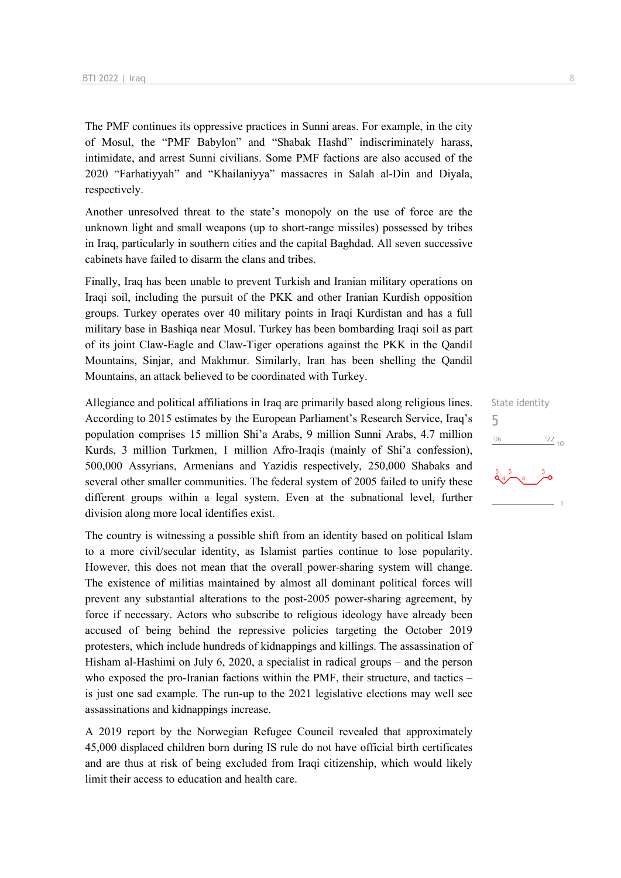The PMF continues its oppressive practices in Sunni areas. For example, in the city of Mosul, the "PMF Babylon" and "Shabak Hashd" indiscriminately harass, intimidate, and arrest Sunni civilians. Some PMF factions are also accused of the 2020 "Farhatiyyah" and "Khailaniyya" massacres in Salah al-Din and Diyala, respectively.

Another unresolved threat to the state's monopoly on the use of force are the unknown light and small weapons (up to short-range missiles) possessed by tribes in Iraq, particularly in southern cities and the capital Baghdad. All seven successive cabinets have failed to disarm the clans and tribes.

Finally, Iraq has been unable to prevent Turkish and Iranian military operations on Iraqi soil, including the pursuit of the PKK and other Iranian Kurdish opposition groups. Turkey operates over 40 military points in Iraqi Kurdistan and has a full military base in Bashiqa near Mosul. Turkey has been bombarding Iraqi soil as part of its joint Claw-Eagle and Claw-Tiger operations against the PKK in the Qandil Mountains, Sinjar, and Makhmur. Similarly, Iran has been shelling the Qandil Mountains, an attack believed to be coordinated with Turkey.

State identity
5

Allegiance and political affiliations in Iraq are primarily based along religious lines. According to 2015 estimates by the European Parliament's Research Service, Iraq's population comprises 15 million Shi'a Arabs, 9 million Sunni Arabs, 4.7 million Kurds, 3 million Turkmen, 1 million Afro-Iraqis (mainly of Shi'a confession), 500,000 Assyrians, Armenians and Yazidis respectively, 250,000 Shabaks and several other smaller communities. The federal system of 2005 failed to unify these different groups within a legal system. Even at the subnational level, further division along more local identifies exist.

The country is witnessing a possible shift from an identity based on political Islam to a more civil/secular identity, as Islamist parties continue to lose popularity. However, this does not mean that the overall power-sharing system will change. The existence of militias maintained by almost all dominant political forces will prevent any substantial alterations to the post-2005 power-sharing agreement, by force if necessary. Actors who subscribe to religious ideology have already been accused of being behind the repressive policies targeting the October 2019 protesters, which include hundreds of kidnappings and killings. The assassination of Hisham al-Hashimi on July 6, 2020, a specialist in radical groups – and the person who exposed the pro-Iranian factions within the PMF, their structure, and tactics – is just one sad example. The run-up to the 2021 legislative elections may well see assassinations and kidnappings increase.

A 2019 report by the Norwegian Refugee Council revealed that approximately 45,000 displaced children born during IS rule do not have official birth certificates and are thus at risk of being excluded from Iraqi citizenship, which would likely limit their access to education and health care.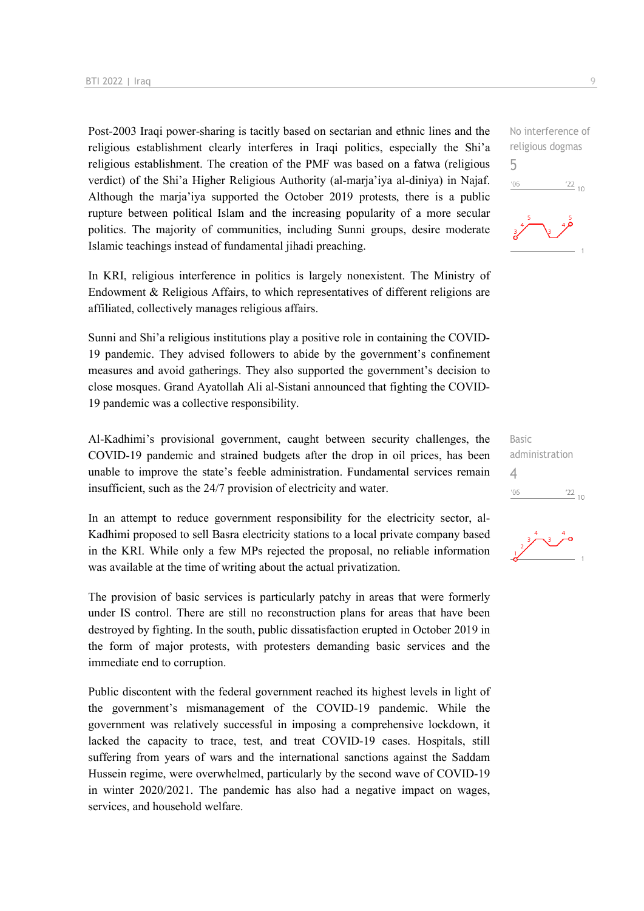Post-2003 Iraqi power-sharing is tacitly based on sectarian and ethnic lines and the religious establishment clearly interferes in Iraqi politics, especially the Shi'a religious establishment. The creation of the PMF was based on a fatwa (religious verdict) of the Shi'a Higher Religious Authority (al-marja'iya al-diniya) in Najaf. Although the marja'iya supported the October 2019 protests, there is a public rupture between political Islam and the increasing popularity of a more secular politics. The majority of communities, including Sunni groups, desire moderate Islamic teachings instead of fundamental jihadi preaching.

No interference of religious dogmas
5

In KRI, religious interference in politics is largely nonexistent. The Ministry of Endowment & Religious Affairs, to which representatives of different religions are affiliated, collectively manages religious affairs.

Sunni and Shi'a religious institutions play a positive role in containing the COVID-19 pandemic. They advised followers to abide by the government's confinement measures and avoid gatherings. They also supported the government's decision to close mosques. Grand Ayatollah Ali al-Sistani announced that fighting the COVID-19 pandemic was a collective responsibility.

Al-Kadhimi's provisional government, caught between security challenges, the COVID-19 pandemic and strained budgets after the drop in oil prices, has been unable to improve the state's feeble administration. Fundamental services remain insufficient, such as the 24/7 provision of electricity and water.

Basic administration
4

In an attempt to reduce government responsibility for the electricity sector, al-Kadhimi proposed to sell Basra electricity stations to a local private company based in the KRI. While only a few MPs rejected the proposal, no reliable information was available at the time of writing about the actual privatization.

The provision of basic services is particularly patchy in areas that were formerly under IS control. There are still no reconstruction plans for areas that have been destroyed by fighting. In the south, public dissatisfaction erupted in October 2019 in the form of major protests, with protesters demanding basic services and the immediate end to corruption.

Public discontent with the federal government reached its highest levels in light of the government's mismanagement of the COVID-19 pandemic. While the government was relatively successful in imposing a comprehensive lockdown, it lacked the capacity to trace, test, and treat COVID-19 cases. Hospitals, still suffering from years of wars and the international sanctions against the Saddam Hussein regime, were overwhelmed, particularly by the second wave of COVID-19 in winter 2020/2021. The pandemic has also had a negative impact on wages, services, and household welfare.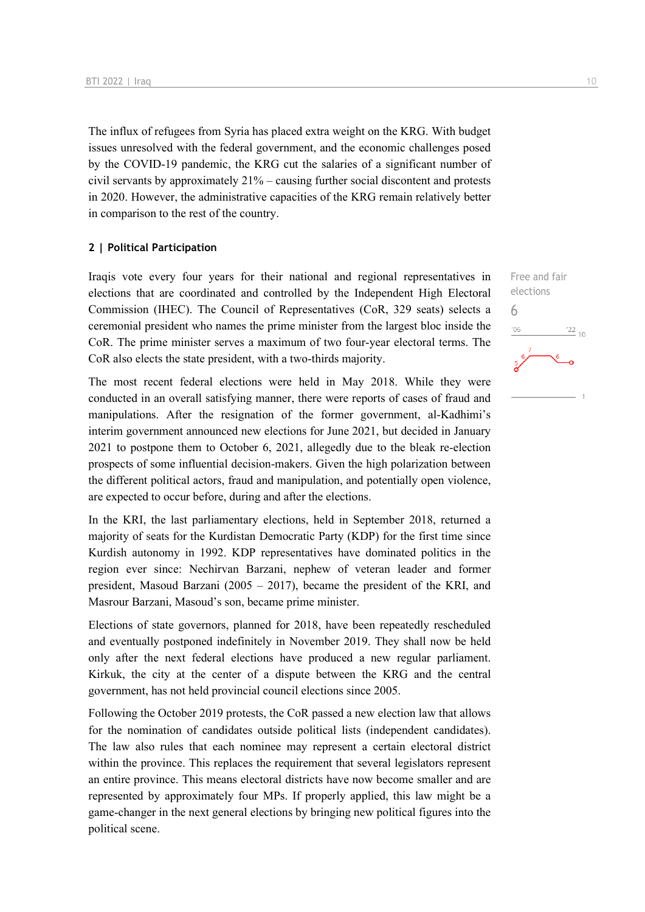The influx of refugees from Syria has placed extra weight on the KRG. With budget issues unresolved with the federal government, and the economic challenges posed by the COVID-19 pandemic, the KRG cut the salaries of a significant number of civil servants by approximately 21% – causing further social discontent and protests in 2020. However, the administrative capacities of the KRG remain relatively better in comparison to the rest of the country.

## 2 | Political Participation

Free and fair elections
6

Iraqis vote every four years for their national and regional representatives in elections that are coordinated and controlled by the Independent High Electoral Commission (IHEC). The Council of Representatives (CoR, 329 seats) selects a ceremonial president who names the prime minister from the largest bloc inside the CoR. The prime minister serves a maximum of two four-year electoral terms. The CoR also elects the state president, with a two-thirds majority.

The most recent federal elections were held in May 2018. While they were conducted in an overall satisfying manner, there were reports of cases of fraud and manipulations. After the resignation of the former government, al-Kadhimi's interim government announced new elections for June 2021, but decided in January 2021 to postpone them to October 6, 2021, allegedly due to the bleak re-election prospects of some influential decision-makers. Given the high polarization between the different political actors, fraud and manipulation, and potentially open violence, are expected to occur before, during and after the elections.

In the KRI, the last parliamentary elections, held in September 2018, returned a majority of seats for the Kurdistan Democratic Party (KDP) for the first time since Kurdish autonomy in 1992. KDP representatives have dominated politics in the region ever since: Nechirvan Barzani, nephew of veteran leader and former president, Masoud Barzani (2005 – 2017), became the president of the KRI, and Masrour Barzani, Masoud's son, became prime minister.

Elections of state governors, planned for 2018, have been repeatedly rescheduled and eventually postponed indefinitely in November 2019. They shall now be held only after the next federal elections have produced a new regular parliament. Kirkuk, the city at the center of a dispute between the KRG and the central government, has not held provincial council elections since 2005.

Following the October 2019 protests, the CoR passed a new election law that allows for the nomination of candidates outside political lists (independent candidates). The law also rules that each nominee may represent a certain electoral district within the province. This replaces the requirement that several legislators represent an entire province. This means electoral districts have now become smaller and are represented by approximately four MPs. If properly applied, this law might be a game-changer in the next general elections by bringing new political figures into the political scene.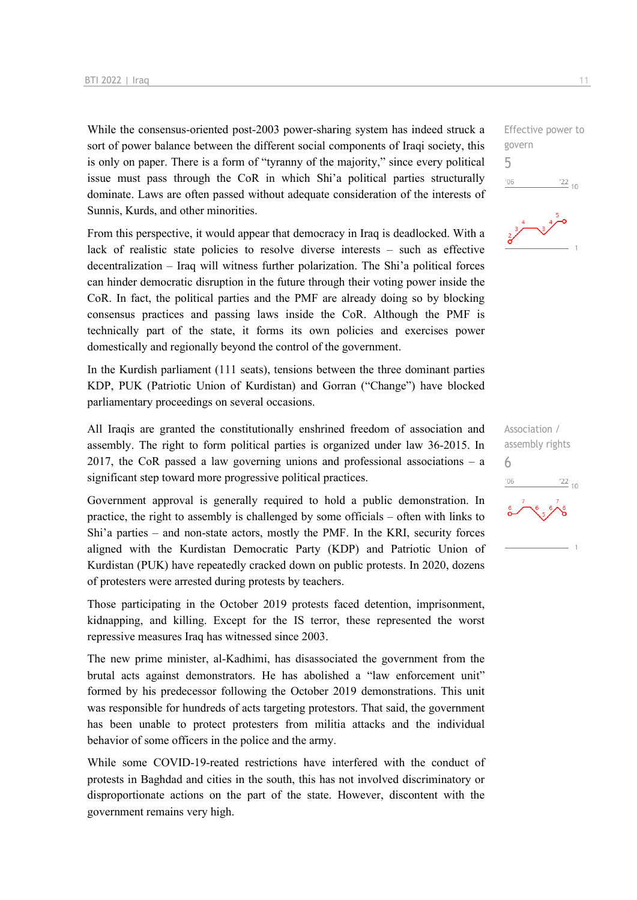While the consensus-oriented post-2003 power-sharing system has indeed struck a sort of power balance between the different social components of Iraqi society, this is only on paper. There is a form of "tyranny of the majority," since every political issue must pass through the CoR in which Shi'a political parties structurally dominate. Laws are often passed without adequate consideration of the interests of Sunnis, Kurds, and other minorities.

Effective power to govern
5

From this perspective, it would appear that democracy in Iraq is deadlocked. With a lack of realistic state policies to resolve diverse interests – such as effective decentralization – Iraq will witness further polarization. The Shi'a political forces can hinder democratic disruption in the future through their voting power inside the CoR. In fact, the political parties and the PMF are already doing so by blocking consensus practices and passing laws inside the CoR. Although the PMF is technically part of the state, it forms its own policies and exercises power domestically and regionally beyond the control of the government.

In the Kurdish parliament (111 seats), tensions between the three dominant parties KDP, PUK (Patriotic Union of Kurdistan) and Gorran ("Change") have blocked parliamentary proceedings on several occasions.

All Iraqis are granted the constitutionally enshrined freedom of association and assembly. The right to form political parties is organized under law 36-2015. In 2017, the CoR passed a law governing unions and professional associations – a significant step toward more progressive political practices.

Association / assembly rights
6

Government approval is generally required to hold a public demonstration. In practice, the right to assembly is challenged by some officials – often with links to Shi'a parties – and non-state actors, mostly the PMF. In the KRI, security forces aligned with the Kurdistan Democratic Party (KDP) and Patriotic Union of Kurdistan (PUK) have repeatedly cracked down on public protests. In 2020, dozens of protesters were arrested during protests by teachers.

Those participating in the October 2019 protests faced detention, imprisonment, kidnapping, and killing. Except for the IS terror, these represented the worst repressive measures Iraq has witnessed since 2003.

The new prime minister, al-Kadhimi, has disassociated the government from the brutal acts against demonstrators. He has abolished a "law enforcement unit" formed by his predecessor following the October 2019 demonstrations. This unit was responsible for hundreds of acts targeting protestors. That said, the government has been unable to protect protesters from militia attacks and the individual behavior of some officers in the police and the army.

While some COVID-19-reated restrictions have interfered with the conduct of protests in Baghdad and cities in the south, this has not involved discriminatory or disproportionate actions on the part of the state. However, discontent with the government remains very high.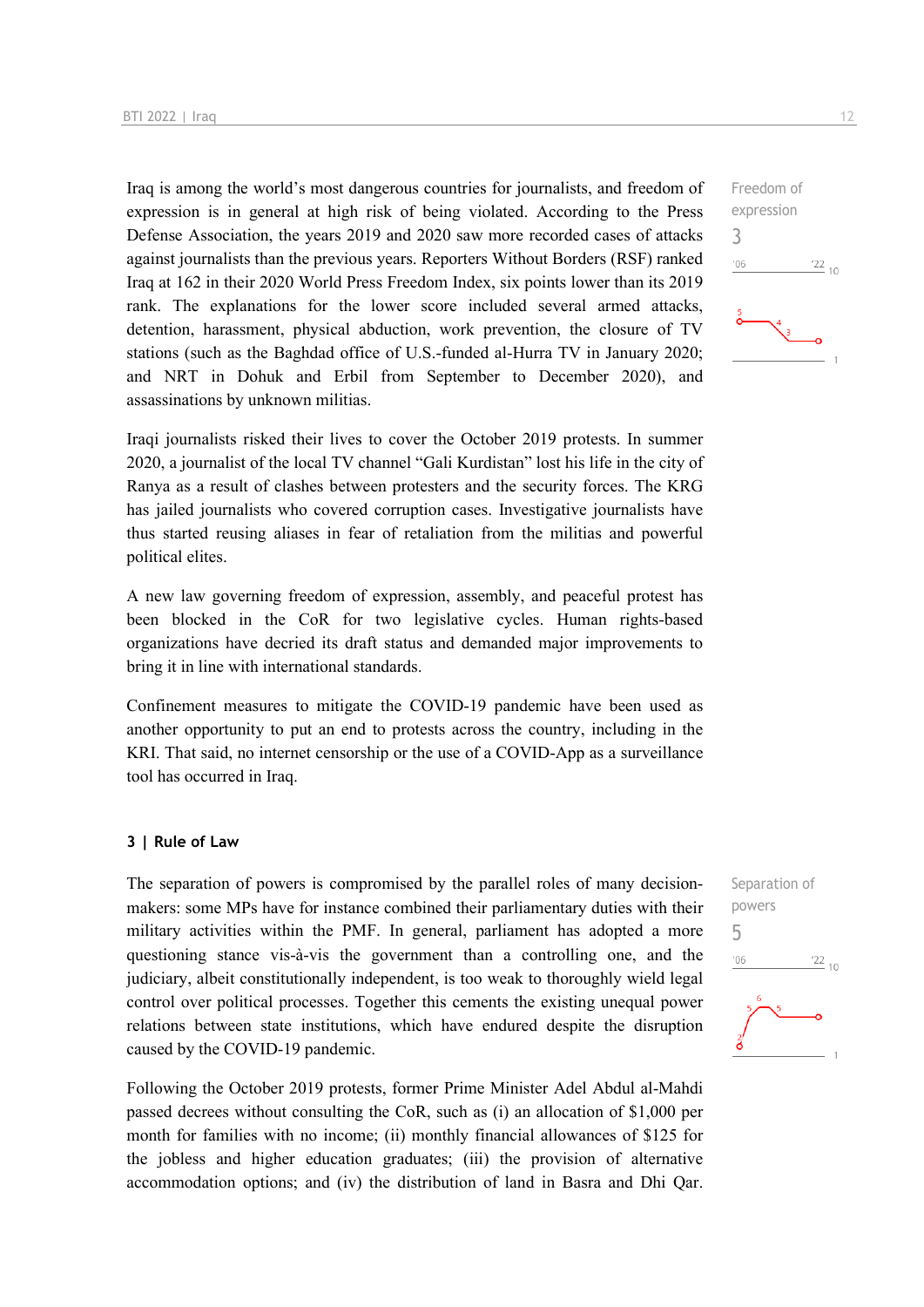Iraq is among the world's most dangerous countries for journalists, and freedom of expression is in general at high risk of being violated. According to the Press Defense Association, the years 2019 and 2020 saw more recorded cases of attacks against journalists than the previous years. Reporters Without Borders (RSF) ranked Iraq at 162 in their 2020 World Press Freedom Index, six points lower than its 2019 rank. The explanations for the lower score included several armed attacks, detention, harassment, physical abduction, work prevention, the closure of TV stations (such as the Baghdad office of U.S.-funded al-Hurra TV in January 2020; and NRT in Dohuk and Erbil from September to December 2020), and assassinations by unknown militias.

Freedom of expression
3

Iraqi journalists risked their lives to cover the October 2019 protests. In summer 2020, a journalist of the local TV channel "Gali Kurdistan" lost his life in the city of Ranya as a result of clashes between protesters and the security forces. The KRG has jailed journalists who covered corruption cases. Investigative journalists have thus started reusing aliases in fear of retaliation from the militias and powerful political elites.

A new law governing freedom of expression, assembly, and peaceful protest has been blocked in the CoR for two legislative cycles. Human rights-based organizations have decried its draft status and demanded major improvements to bring it in line with international standards.

Confinement measures to mitigate the COVID-19 pandemic have been used as another opportunity to put an end to protests across the country, including in the KRI. That said, no internet censorship or the use of a COVID-App as a surveillance tool has occurred in Iraq.

### 3 | Rule of Law

The separation of powers is compromised by the parallel roles of many decision-makers: some MPs have for instance combined their parliamentary duties with their military activities within the PMF. In general, parliament has adopted a more questioning stance vis-à-vis the government than a controlling one, and the judiciary, albeit constitutionally independent, is too weak to thoroughly wield legal control over political processes. Together this cements the existing unequal power relations between state institutions, which have endured despite the disruption caused by the COVID-19 pandemic.

Separation of powers
5

Following the October 2019 protests, former Prime Minister Adel Abdul al-Mahdi passed decrees without consulting the CoR, such as (i) an allocation of $1,000 per month for families with no income; (ii) monthly financial allowances of $125 for the jobless and higher education graduates; (iii) the provision of alternative accommodation options; and (iv) the distribution of land in Basra and Dhi Qar.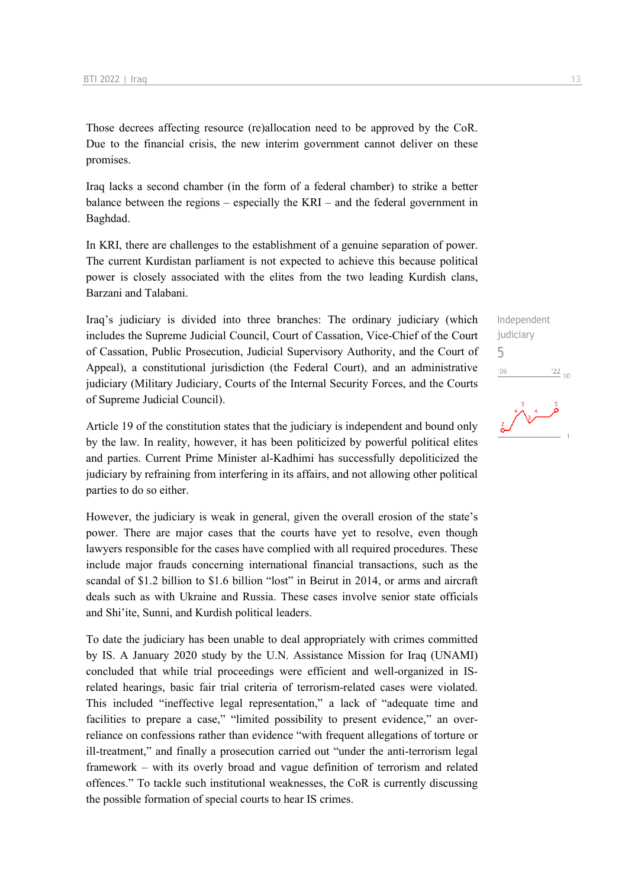Those decrees affecting resource (re)allocation need to be approved by the CoR. Due to the financial crisis, the new interim government cannot deliver on these promises.

Iraq lacks a second chamber (in the form of a federal chamber) to strike a better balance between the regions – especially the KRI – and the federal government in Baghdad.

In KRI, there are challenges to the establishment of a genuine separation of power. The current Kurdistan parliament is not expected to achieve this because political power is closely associated with the elites from the two leading Kurdish clans, Barzani and Talabani.

Independent judiciary
5

Iraq's judiciary is divided into three branches: The ordinary judiciary (which includes the Supreme Judicial Council, Court of Cassation, Vice-Chief of the Court of Cassation, Public Prosecution, Judicial Supervisory Authority, and the Court of Appeal), a constitutional jurisdiction (the Federal Court), and an administrative judiciary (Military Judiciary, Courts of the Internal Security Forces, and the Courts of Supreme Judicial Council).

Article 19 of the constitution states that the judiciary is independent and bound only by the law. In reality, however, it has been politicized by powerful political elites and parties. Current Prime Minister al-Kadhimi has successfully depoliticized the judiciary by refraining from interfering in its affairs, and not allowing other political parties to do so either.

However, the judiciary is weak in general, given the overall erosion of the state's power. There are major cases that the courts have yet to resolve, even though lawyers responsible for the cases have complied with all required procedures. These include major frauds concerning international financial transactions, such as the scandal of $1.2 billion to $1.6 billion "lost" in Beirut in 2014, or arms and aircraft deals such as with Ukraine and Russia. These cases involve senior state officials and Shi'ite, Sunni, and Kurdish political leaders.

To date the judiciary has been unable to deal appropriately with crimes committed by IS. A January 2020 study by the U.N. Assistance Mission for Iraq (UNAMI) concluded that while trial proceedings were efficient and well-organized in IS-related hearings, basic fair trial criteria of terrorism-related cases were violated. This included "ineffective legal representation," a lack of "adequate time and facilities to prepare a case," "limited possibility to present evidence," an over-reliance on confessions rather than evidence "with frequent allegations of torture or ill-treatment," and finally a prosecution carried out "under the anti-terrorism legal framework – with its overly broad and vague definition of terrorism and related offences." To tackle such institutional weaknesses, the CoR is currently discussing the possible formation of special courts to hear IS crimes.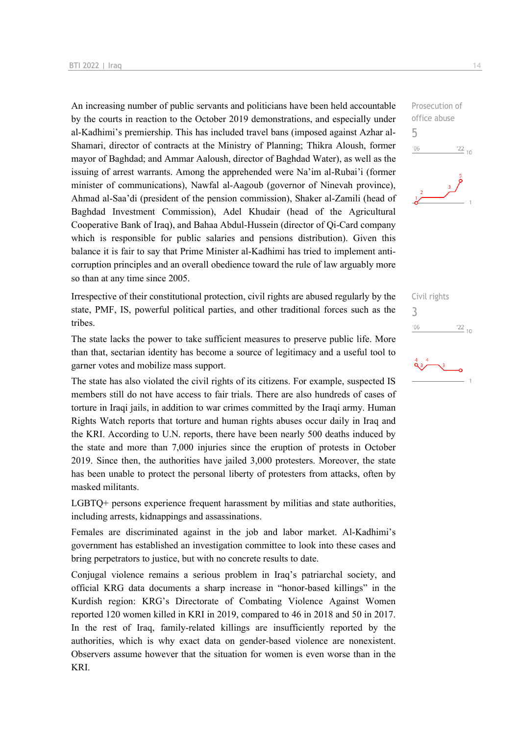An increasing number of public servants and politicians have been held accountable by the courts in reaction to the October 2019 demonstrations, and especially under al-Kadhimi's premiership. This has included travel bans (imposed against Azhar al-Shamari, director of contracts at the Ministry of Planning; Thikra Aloush, former mayor of Baghdad; and Ammar Aaloush, director of Baghdad Water), as well as the issuing of arrest warrants. Among the apprehended were Na'im al-Rubai'i (former minister of communications), Nawfal al-Aagoub (governor of Ninevah province), Ahmad al-Saa'di (president of the pension commission), Shaker al-Zamili (head of Baghdad Investment Commission), Adel Khudair (head of the Agricultural Cooperative Bank of Iraq), and Bahaa Abdul-Hussein (director of Qi-Card company which is responsible for public salaries and pensions distribution). Given this balance it is fair to say that Prime Minister al-Kadhimi has tried to implement anti-corruption principles and an overall obedience toward the rule of law arguably more so than at any time since 2005.

Prosecution of office abuse
5

Irrespective of their constitutional protection, civil rights are abused regularly by the state, PMF, IS, powerful political parties, and other traditional forces such as the tribes.

Civil rights
3

The state lacks the power to take sufficient measures to preserve public life. More than that, sectarian identity has become a source of legitimacy and a useful tool to garner votes and mobilize mass support.

The state has also violated the civil rights of its citizens. For example, suspected IS members still do not have access to fair trials. There are also hundreds of cases of torture in Iraqi jails, in addition to war crimes committed by the Iraqi army. Human Rights Watch reports that torture and human rights abuses occur daily in Iraq and the KRI. According to U.N. reports, there have been nearly 500 deaths induced by the state and more than 7,000 injuries since the eruption of protests in October 2019. Since then, the authorities have jailed 3,000 protesters. Moreover, the state has been unable to protect the personal liberty of protesters from attacks, often by masked militants.

LGBTQ+ persons experience frequent harassment by militias and state authorities, including arrests, kidnappings and assassinations.

Females are discriminated against in the job and labor market. Al-Kadhimi's government has established an investigation committee to look into these cases and bring perpetrators to justice, but with no concrete results to date.

Conjugal violence remains a serious problem in Iraq's patriarchal society, and official KRG data documents a sharp increase in "honor-based killings" in the Kurdish region: KRG's Directorate of Combating Violence Against Women reported 120 women killed in KRI in 2019, compared to 46 in 2018 and 50 in 2017. In the rest of Iraq, family-related killings are insufficiently reported by the authorities, which is why exact data on gender-based violence are nonexistent. Observers assume however that the situation for women is even worse than in the KRI.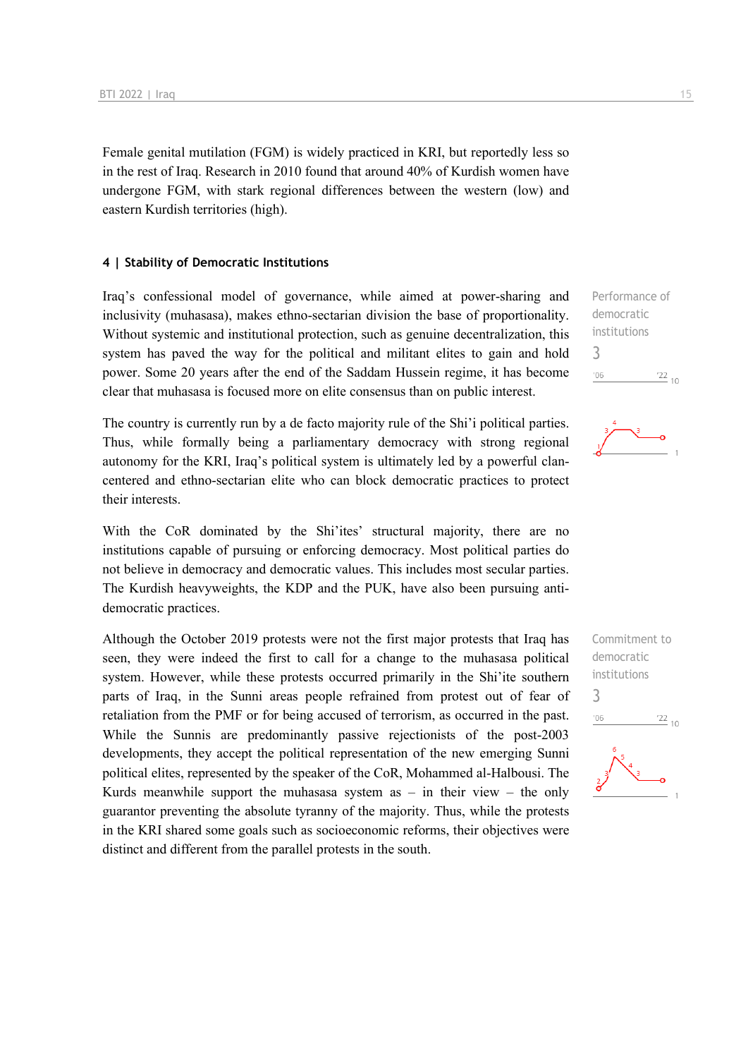Female genital mutilation (FGM) is widely practiced in KRI, but reportedly less so in the rest of Iraq. Research in 2010 found that around 40% of Kurdish women have undergone FGM, with stark regional differences between the western (low) and eastern Kurdish territories (high).

### 4 | Stability of Democratic Institutions

Performance of democratic institutions
3

Iraq's confessional model of governance, while aimed at power-sharing and inclusivity (muhasasa), makes ethno-sectarian division the base of proportionality. Without systemic and institutional protection, such as genuine decentralization, this system has paved the way for the political and militant elites to gain and hold power. Some 20 years after the end of the Saddam Hussein regime, it has become clear that muhasasa is focused more on elite consensus than on public interest.

The country is currently run by a de facto majority rule of the Shi'i political parties. Thus, while formally being a parliamentary democracy with strong regional autonomy for the KRI, Iraq's political system is ultimately led by a powerful clan-centered and ethno-sectarian elite who can block democratic practices to protect their interests.

With the CoR dominated by the Shi'ites' structural majority, there are no institutions capable of pursuing or enforcing democracy. Most political parties do not believe in democracy and democratic values. This includes most secular parties. The Kurdish heavyweights, the KDP and the PUK, have also been pursuing anti-democratic practices.

Commitment to democratic institutions
3

Although the October 2019 protests were not the first major protests that Iraq has seen, they were indeed the first to call for a change to the muhasasa political system. However, while these protests occurred primarily in the Shi'ite southern parts of Iraq, in the Sunni areas people refrained from protest out of fear of retaliation from the PMF or for being accused of terrorism, as occurred in the past. While the Sunnis are predominantly passive rejectionists of the post-2003 developments, they accept the political representation of the new emerging Sunni political elites, represented by the speaker of the CoR, Mohammed al-Halbousi. The Kurds meanwhile support the muhasasa system as – in their view – the only guarantor preventing the absolute tyranny of the majority. Thus, while the protests in the KRI shared some goals such as socioeconomic reforms, their objectives were distinct and different from the parallel protests in the south.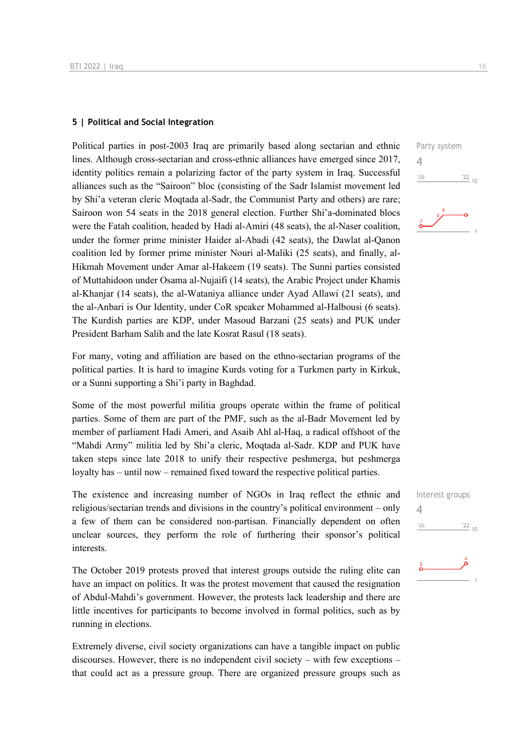## 5 | Political and Social Integration

Political parties in post-2003 Iraq are primarily based along sectarian and ethnic lines. Although cross-sectarian and cross-ethnic alliances have emerged since 2017, identity politics remain a polarizing factor of the party system in Iraq. Successful alliances such as the "Sairoon" bloc (consisting of the Sadr Islamist movement led by Shi'a veteran cleric Moqtada al-Sadr, the Communist Party and others) are rare; Sairoon won 54 seats in the 2018 general election. Further Shi'a-dominated blocs were the Fatah coalition, headed by Hadi al-Amiri (48 seats), the al-Naser coalition, under the former prime minister Haider al-Abadi (42 seats), the Dawlat al-Qanon coalition led by former prime minister Nouri al-Maliki (25 seats), and finally, al-Hikmah Movement under Amar al-Hakeem (19 seats). The Sunni parties consisted of Muttahidoon under Osama al-Nujaifi (14 seats), the Arabic Project under Khamis al-Khanjar (14 seats), the al-Wataniya alliance under Ayad Allawi (21 seats), and the al-Anbari is Our Identity, under CoR speaker Mohammed al-Halbousi (6 seats). The Kurdish parties are KDP, under Masoud Barzani (25 seats) and PUK under President Barham Salih and the late Kosrat Rasul (18 seats).

Party system
4
'06 '22 10

For many, voting and affiliation are based on the ethno-sectarian programs of the political parties. It is hard to imagine Kurds voting for a Turkmen party in Kirkuk, or a Sunni supporting a Shi'i party in Baghdad.

Some of the most powerful militia groups operate within the frame of political parties. Some of them are part of the PMF, such as the al-Badr Movement led by member of parliament Hadi Ameri, and Asaib Ahl al-Haq, a radical offshoot of the "Mahdi Army" militia led by Shi'a cleric, Moqtada al-Sadr. KDP and PUK have taken steps since late 2018 to unify their respective peshmerga, but peshmerga loyalty has – until now – remained fixed toward the respective political parties.

The existence and increasing number of NGOs in Iraq reflect the ethnic and religious/sectarian trends and divisions in the country's political environment – only a few of them can be considered non-partisan. Financially dependent on often unclear sources, they perform the role of furthering their sponsor's political interests.

Interest groups
4
'06 '22 10

The October 2019 protests proved that interest groups outside the ruling elite can have an impact on politics. It was the protest movement that caused the resignation of Abdul-Mahdi's government. However, the protests lack leadership and there are little incentives for participants to become involved in formal politics, such as by running in elections.

Extremely diverse, civil society organizations can have a tangible impact on public discourses. However, there is no independent civil society – with few exceptions – that could act as a pressure group. There are organized pressure groups such as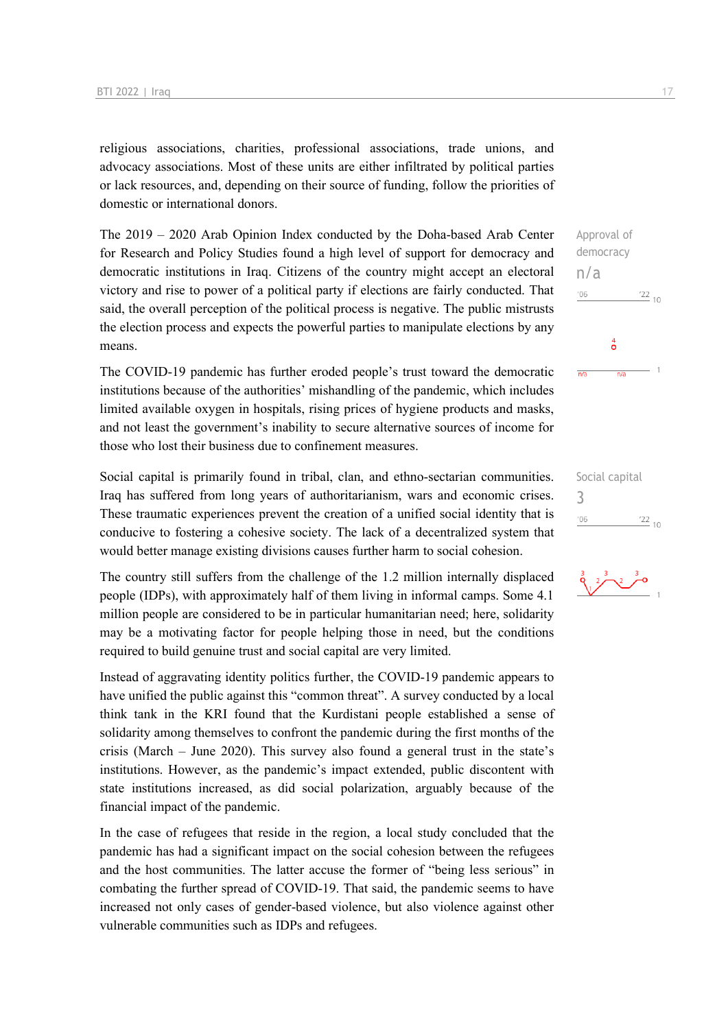religious associations, charities, professional associations, trade unions, and advocacy associations. Most of these units are either infiltrated by political parties or lack resources, and, depending on their source of funding, follow the priorities of domestic or international donors.

The 2019 – 2020 Arab Opinion Index conducted by the Doha-based Arab Center for Research and Policy Studies found a high level of support for democracy and democratic institutions in Iraq. Citizens of the country might accept an electoral victory and rise to power of a political party if elections are fairly conducted. That said, the overall perception of the political process is negative. The public mistrusts the election process and expects the powerful parties to manipulate elections by any means.

Approval of democracy
n/a

The COVID-19 pandemic has further eroded people's trust toward the democratic institutions because of the authorities' mishandling of the pandemic, which includes limited available oxygen in hospitals, rising prices of hygiene products and masks, and not least the government's inability to secure alternative sources of income for those who lost their business due to confinement measures.

Social capital is primarily found in tribal, clan, and ethno-sectarian communities. Iraq has suffered from long years of authoritarianism, wars and economic crises. These traumatic experiences prevent the creation of a unified social identity that is conducive to fostering a cohesive society. The lack of a decentralized system that would better manage existing divisions causes further harm to social cohesion.

Social capital
3

The country still suffers from the challenge of the 1.2 million internally displaced people (IDPs), with approximately half of them living in informal camps. Some 4.1 million people are considered to be in particular humanitarian need; here, solidarity may be a motivating factor for people helping those in need, but the conditions required to build genuine trust and social capital are very limited.

Instead of aggravating identity politics further, the COVID-19 pandemic appears to have unified the public against this "common threat". A survey conducted by a local think tank in the KRI found that the Kurdistani people established a sense of solidarity among themselves to confront the pandemic during the first months of the crisis (March – June 2020). This survey also found a general trust in the state's institutions. However, as the pandemic's impact extended, public discontent with state institutions increased, as did social polarization, arguably because of the financial impact of the pandemic.

In the case of refugees that reside in the region, a local study concluded that the pandemic has had a significant impact on the social cohesion between the refugees and the host communities. The latter accuse the former of "being less serious" in combating the further spread of COVID-19. That said, the pandemic seems to have increased not only cases of gender-based violence, but also violence against other vulnerable communities such as IDPs and refugees.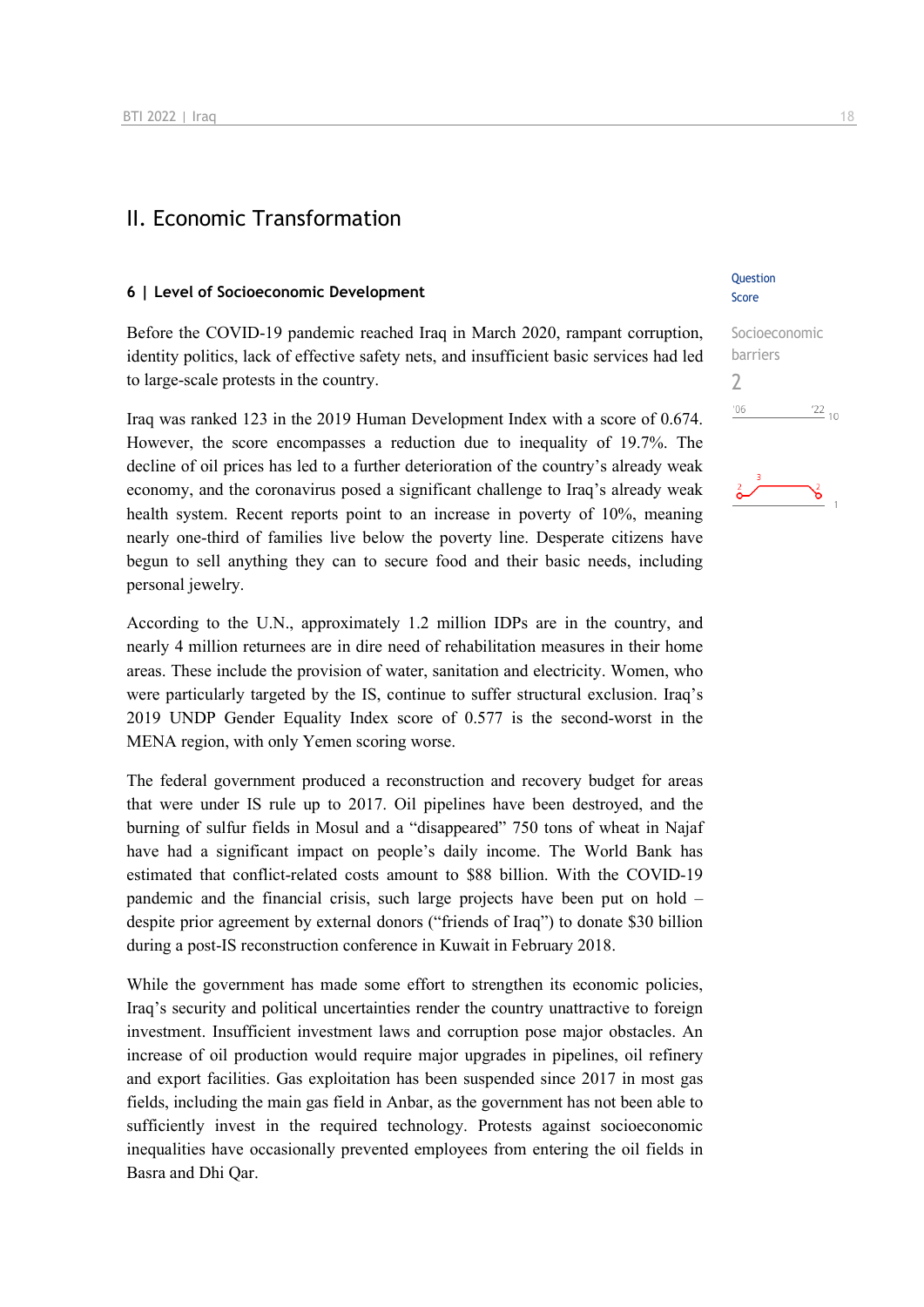## II. Economic Transformation

### 6 | Level of Socioeconomic Development

Question Score

Socioeconomic barriers

2

Before the COVID-19 pandemic reached Iraq in March 2020, rampant corruption, identity politics, lack of effective safety nets, and insufficient basic services had led to large-scale protests in the country.

Iraq was ranked 123 in the 2019 Human Development Index with a score of 0.674. However, the score encompasses a reduction due to inequality of 19.7%. The decline of oil prices has led to a further deterioration of the country's already weak economy, and the coronavirus posed a significant challenge to Iraq's already weak health system. Recent reports point to an increase in poverty of 10%, meaning nearly one-third of families live below the poverty line. Desperate citizens have begun to sell anything they can to secure food and their basic needs, including personal jewelry.

According to the U.N., approximately 1.2 million IDPs are in the country, and nearly 4 million returnees are in dire need of rehabilitation measures in their home areas. These include the provision of water, sanitation and electricity. Women, who were particularly targeted by the IS, continue to suffer structural exclusion. Iraq's 2019 UNDP Gender Equality Index score of 0.577 is the second-worst in the MENA region, with only Yemen scoring worse.

The federal government produced a reconstruction and recovery budget for areas that were under IS rule up to 2017. Oil pipelines have been destroyed, and the burning of sulfur fields in Mosul and a "disappeared" 750 tons of wheat in Najaf have had a significant impact on people's daily income. The World Bank has estimated that conflict-related costs amount to $88 billion. With the COVID-19 pandemic and the financial crisis, such large projects have been put on hold – despite prior agreement by external donors ("friends of Iraq") to donate $30 billion during a post-IS reconstruction conference in Kuwait in February 2018.

While the government has made some effort to strengthen its economic policies, Iraq's security and political uncertainties render the country unattractive to foreign investment. Insufficient investment laws and corruption pose major obstacles. An increase of oil production would require major upgrades in pipelines, oil refinery and export facilities. Gas exploitation has been suspended since 2017 in most gas fields, including the main gas field in Anbar, as the government has not been able to sufficiently invest in the required technology. Protests against socioeconomic inequalities have occasionally prevented employees from entering the oil fields in Basra and Dhi Qar.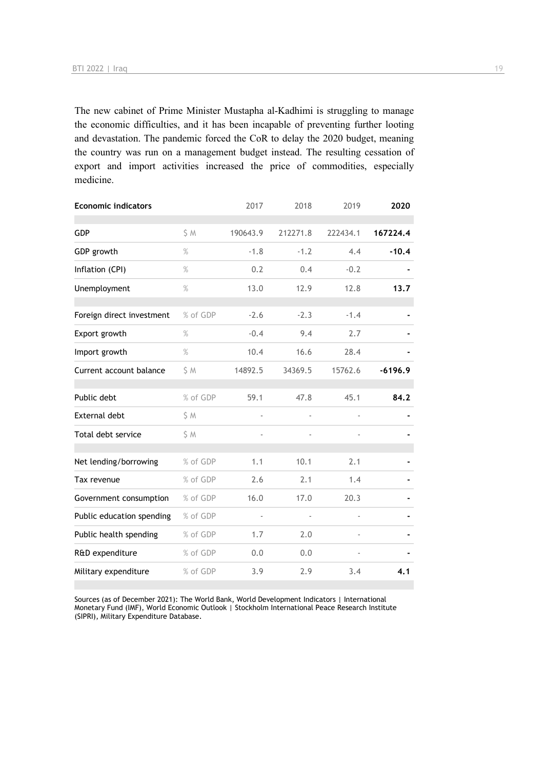The new cabinet of Prime Minister Mustapha al-Kadhimi is struggling to manage the economic difficulties, and it has been incapable of preventing further looting and devastation. The pandemic forced the CoR to delay the 2020 budget, meaning the country was run on a management budget instead. The resulting cessation of export and import activities increased the price of commodities, especially medicine.

| Economic indicators | | 2017 | 2018 | 2019 | 2020 |
|---|---|---|---|---|---|
| GDP | $ M | 190643.9 | 212271.8 | 222434.1 | **167224.4** |
| GDP growth | % | -1.8 | -1.2 | 4.4 | **-10.4** |
| Inflation (CPI) | % | 0.2 | 0.4 | -0.2 | **-** |
| Unemployment | % | 13.0 | 12.9 | 12.8 | **13.7** |
| Foreign direct investment | % of GDP | -2.6 | -2.3 | -1.4 | **-** |
| Export growth | % | -0.4 | 9.4 | 2.7 | **-** |
| Import growth | % | 10.4 | 16.6 | 28.4 | **-** |
| Current account balance | $ M | 14892.5 | 34369.5 | 15762.6 | **-6196.9** |
| Public debt | % of GDP | 59.1 | 47.8 | 45.1 | **84.2** |
| External debt | $ M | - | - | - | **-** |
| Total debt service | $ M | - | - | - | **-** |
| Net lending/borrowing | % of GDP | 1.1 | 10.1 | 2.1 | **-** |
| Tax revenue | % of GDP | 2.6 | 2.1 | 1.4 | **-** |
| Government consumption | % of GDP | 16.0 | 17.0 | 20.3 | **-** |
| Public education spending | % of GDP | - | - | - | **-** |
| Public health spending | % of GDP | 1.7 | 2.0 | - | **-** |
| R&D expenditure | % of GDP | 0.0 | 0.0 | - | **-** |
| Military expenditure | % of GDP | 3.9 | 2.9 | 3.4 | **4.1** |

Sources (as of December 2021): The World Bank, World Development Indicators | International Monetary Fund (IMF), World Economic Outlook | Stockholm International Peace Research Institute (SIPRI), Military Expenditure Database.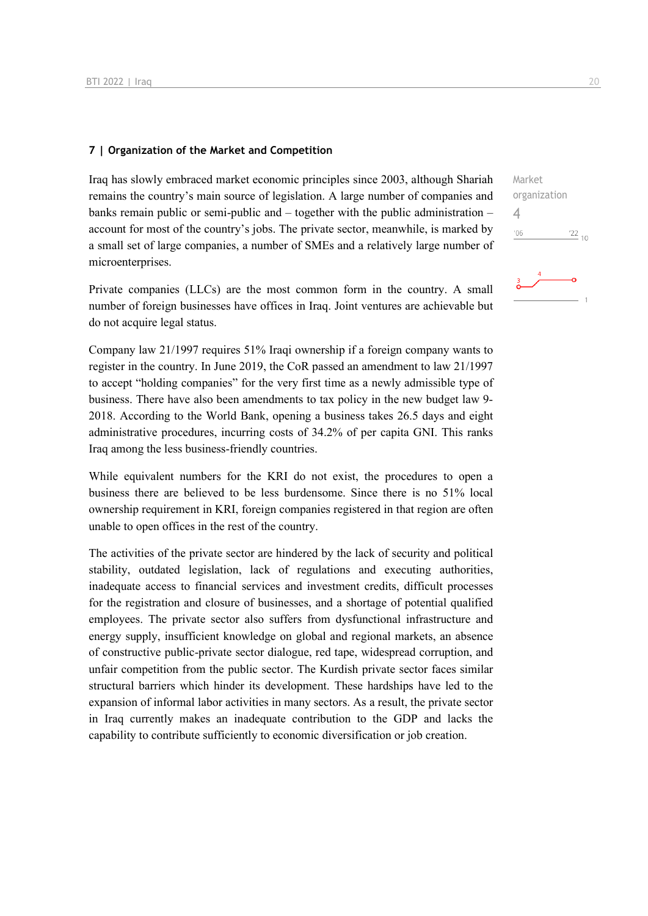## 7 | Organization of the Market and Competition

Market organization
4

'06 '22 10

Iraq has slowly embraced market economic principles since 2003, although Shariah remains the country's main source of legislation. A large number of companies and banks remain public or semi-public and – together with the public administration – account for most of the country's jobs. The private sector, meanwhile, is marked by a small set of large companies, a number of SMEs and a relatively large number of microenterprises.

Private companies (LLCs) are the most common form in the country. A small number of foreign businesses have offices in Iraq. Joint ventures are achievable but do not acquire legal status.

Company law 21/1997 requires 51% Iraqi ownership if a foreign company wants to register in the country. In June 2019, the CoR passed an amendment to law 21/1997 to accept "holding companies" for the very first time as a newly admissible type of business. There have also been amendments to tax policy in the new budget law 9-2018. According to the World Bank, opening a business takes 26.5 days and eight administrative procedures, incurring costs of 34.2% of per capita GNI. This ranks Iraq among the less business-friendly countries.

While equivalent numbers for the KRI do not exist, the procedures to open a business there are believed to be less burdensome. Since there is no 51% local ownership requirement in KRI, foreign companies registered in that region are often unable to open offices in the rest of the country.

The activities of the private sector are hindered by the lack of security and political stability, outdated legislation, lack of regulations and executing authorities, inadequate access to financial services and investment credits, difficult processes for the registration and closure of businesses, and a shortage of potential qualified employees. The private sector also suffers from dysfunctional infrastructure and energy supply, insufficient knowledge on global and regional markets, an absence of constructive public-private sector dialogue, red tape, widespread corruption, and unfair competition from the public sector. The Kurdish private sector faces similar structural barriers which hinder its development. These hardships have led to the expansion of informal labor activities in many sectors. As a result, the private sector in Iraq currently makes an inadequate contribution to the GDP and lacks the capability to contribute sufficiently to economic diversification or job creation.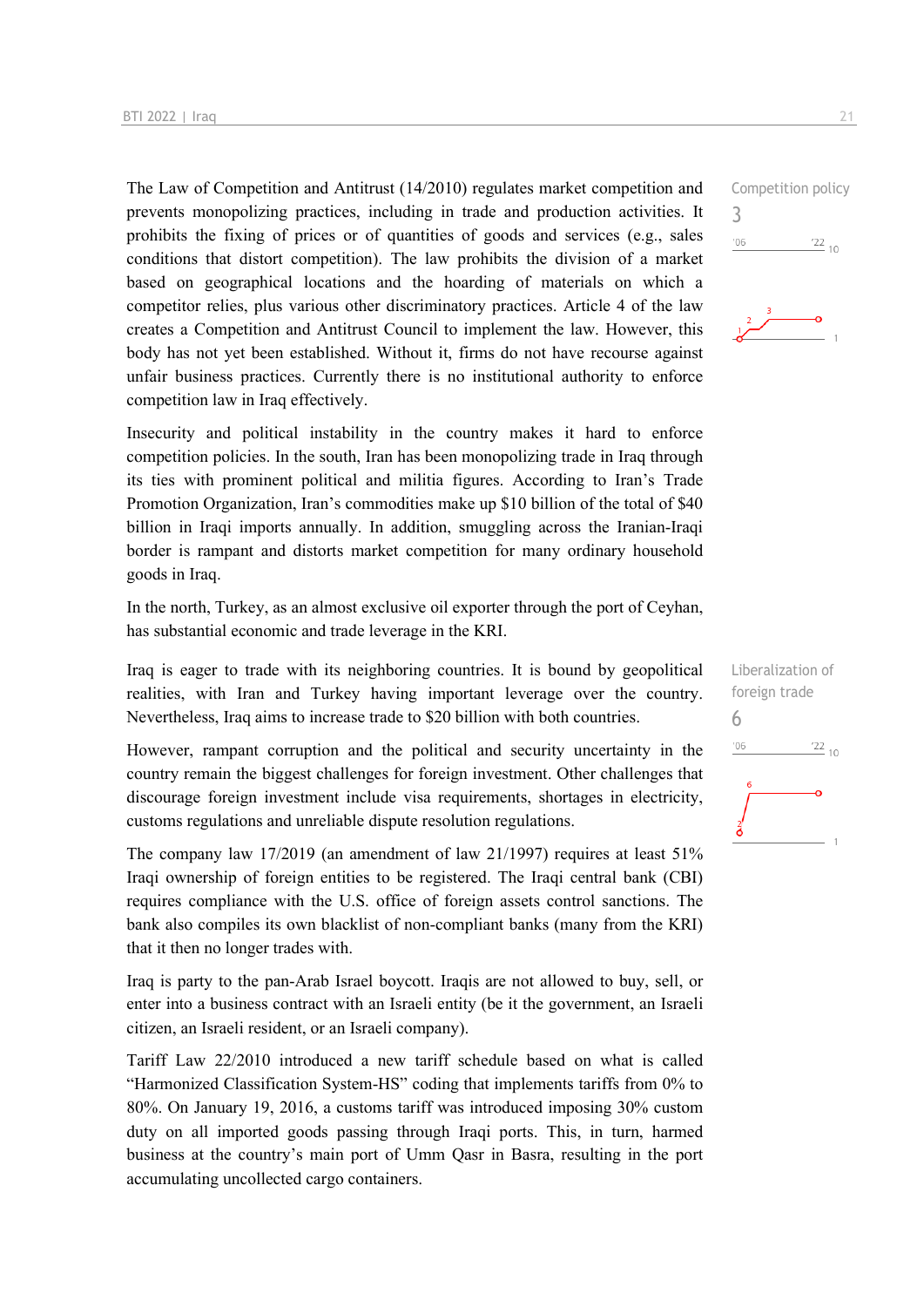The Law of Competition and Antitrust (14/2010) regulates market competition and prevents monopolizing practices, including in trade and production activities. It prohibits the fixing of prices or of quantities of goods and services (e.g., sales conditions that distort competition). The law prohibits the division of a market based on geographical locations and the hoarding of materials on which a competitor relies, plus various other discriminatory practices. Article 4 of the law creates a Competition and Antitrust Council to implement the law. However, this body has not yet been established. Without it, firms do not have recourse against unfair business practices. Currently there is no institutional authority to enforce competition law in Iraq effectively.

Competition policy
3

Insecurity and political instability in the country makes it hard to enforce competition policies. In the south, Iran has been monopolizing trade in Iraq through its ties with prominent political and militia figures. According to Iran's Trade Promotion Organization, Iran's commodities make up $10 billion of the total of $40 billion in Iraqi imports annually. In addition, smuggling across the Iranian-Iraqi border is rampant and distorts market competition for many ordinary household goods in Iraq.

In the north, Turkey, as an almost exclusive oil exporter through the port of Ceyhan, has substantial economic and trade leverage in the KRI.

Iraq is eager to trade with its neighboring countries. It is bound by geopolitical realities, with Iran and Turkey having important leverage over the country. Nevertheless, Iraq aims to increase trade to $20 billion with both countries.

Liberalization of foreign trade
6

However, rampant corruption and the political and security uncertainty in the country remain the biggest challenges for foreign investment. Other challenges that discourage foreign investment include visa requirements, shortages in electricity, customs regulations and unreliable dispute resolution regulations.

The company law 17/2019 (an amendment of law 21/1997) requires at least 51% Iraqi ownership of foreign entities to be registered. The Iraqi central bank (CBI) requires compliance with the U.S. office of foreign assets control sanctions. The bank also compiles its own blacklist of non-compliant banks (many from the KRI) that it then no longer trades with.

Iraq is party to the pan-Arab Israel boycott. Iraqis are not allowed to buy, sell, or enter into a business contract with an Israeli entity (be it the government, an Israeli citizen, an Israeli resident, or an Israeli company).

Tariff Law 22/2010 introduced a new tariff schedule based on what is called "Harmonized Classification System-HS" coding that implements tariffs from 0% to 80%. On January 19, 2016, a customs tariff was introduced imposing 30% custom duty on all imported goods passing through Iraqi ports. This, in turn, harmed business at the country's main port of Umm Qasr in Basra, resulting in the port accumulating uncollected cargo containers.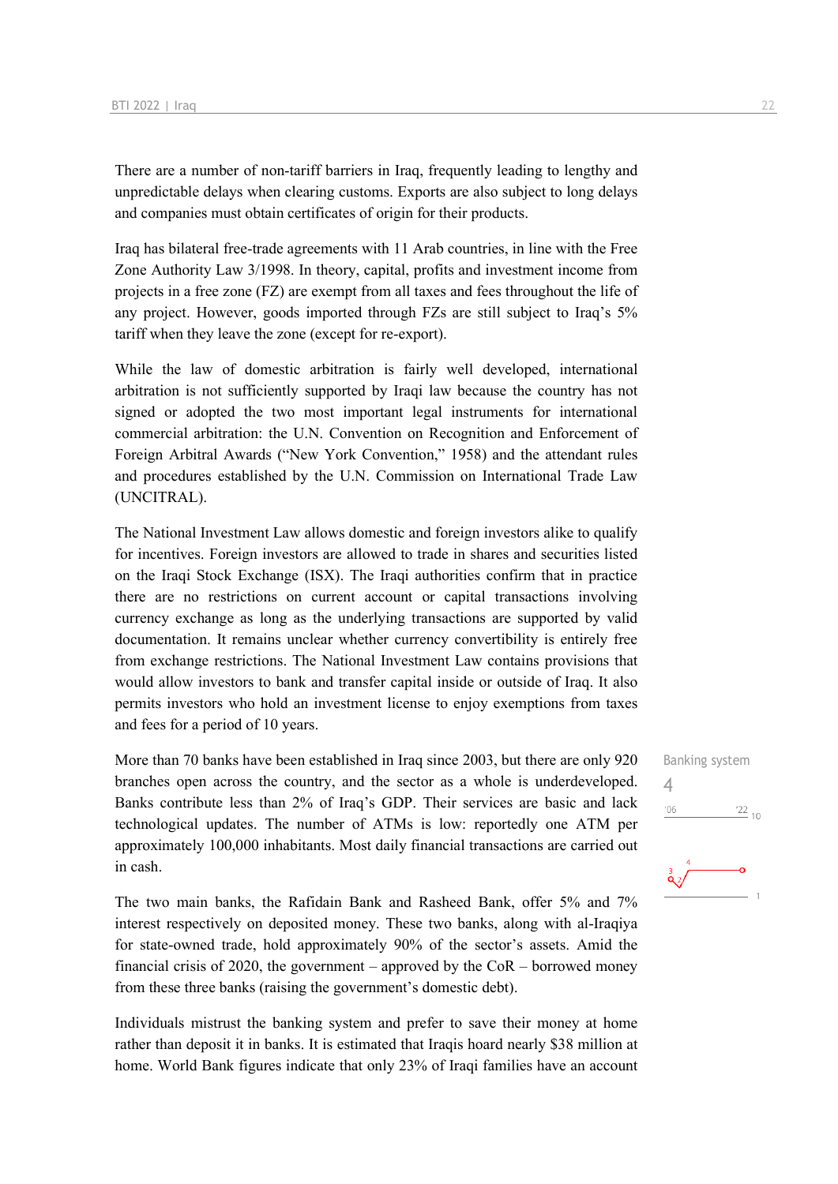There are a number of non-tariff barriers in Iraq, frequently leading to lengthy and unpredictable delays when clearing customs. Exports are also subject to long delays and companies must obtain certificates of origin for their products.

Iraq has bilateral free-trade agreements with 11 Arab countries, in line with the Free Zone Authority Law 3/1998. In theory, capital, profits and investment income from projects in a free zone (FZ) are exempt from all taxes and fees throughout the life of any project. However, goods imported through FZs are still subject to Iraq's 5% tariff when they leave the zone (except for re-export).

While the law of domestic arbitration is fairly well developed, international arbitration is not sufficiently supported by Iraqi law because the country has not signed or adopted the two most important legal instruments for international commercial arbitration: the U.N. Convention on Recognition and Enforcement of Foreign Arbitral Awards ("New York Convention," 1958) and the attendant rules and procedures established by the U.N. Commission on International Trade Law (UNCITRAL).

The National Investment Law allows domestic and foreign investors alike to qualify for incentives. Foreign investors are allowed to trade in shares and securities listed on the Iraqi Stock Exchange (ISX). The Iraqi authorities confirm that in practice there are no restrictions on current account or capital transactions involving currency exchange as long as the underlying transactions are supported by valid documentation. It remains unclear whether currency convertibility is entirely free from exchange restrictions. The National Investment Law contains provisions that would allow investors to bank and transfer capital inside or outside of Iraq. It also permits investors who hold an investment license to enjoy exemptions from taxes and fees for a period of 10 years.

Banking system

4

More than 70 banks have been established in Iraq since 2003, but there are only 920 branches open across the country, and the sector as a whole is underdeveloped. Banks contribute less than 2% of Iraq's GDP. Their services are basic and lack technological updates. The number of ATMs is low: reportedly one ATM per approximately 100,000 inhabitants. Most daily financial transactions are carried out in cash.

The two main banks, the Rafidain Bank and Rasheed Bank, offer 5% and 7% interest respectively on deposited money. These two banks, along with al-Iraqiya for state-owned trade, hold approximately 90% of the sector's assets. Amid the financial crisis of 2020, the government – approved by the CoR – borrowed money from these three banks (raising the government's domestic debt).

Individuals mistrust the banking system and prefer to save their money at home rather than deposit it in banks. It is estimated that Iraqis hoard nearly $38 million at home. World Bank figures indicate that only 23% of Iraqi families have an account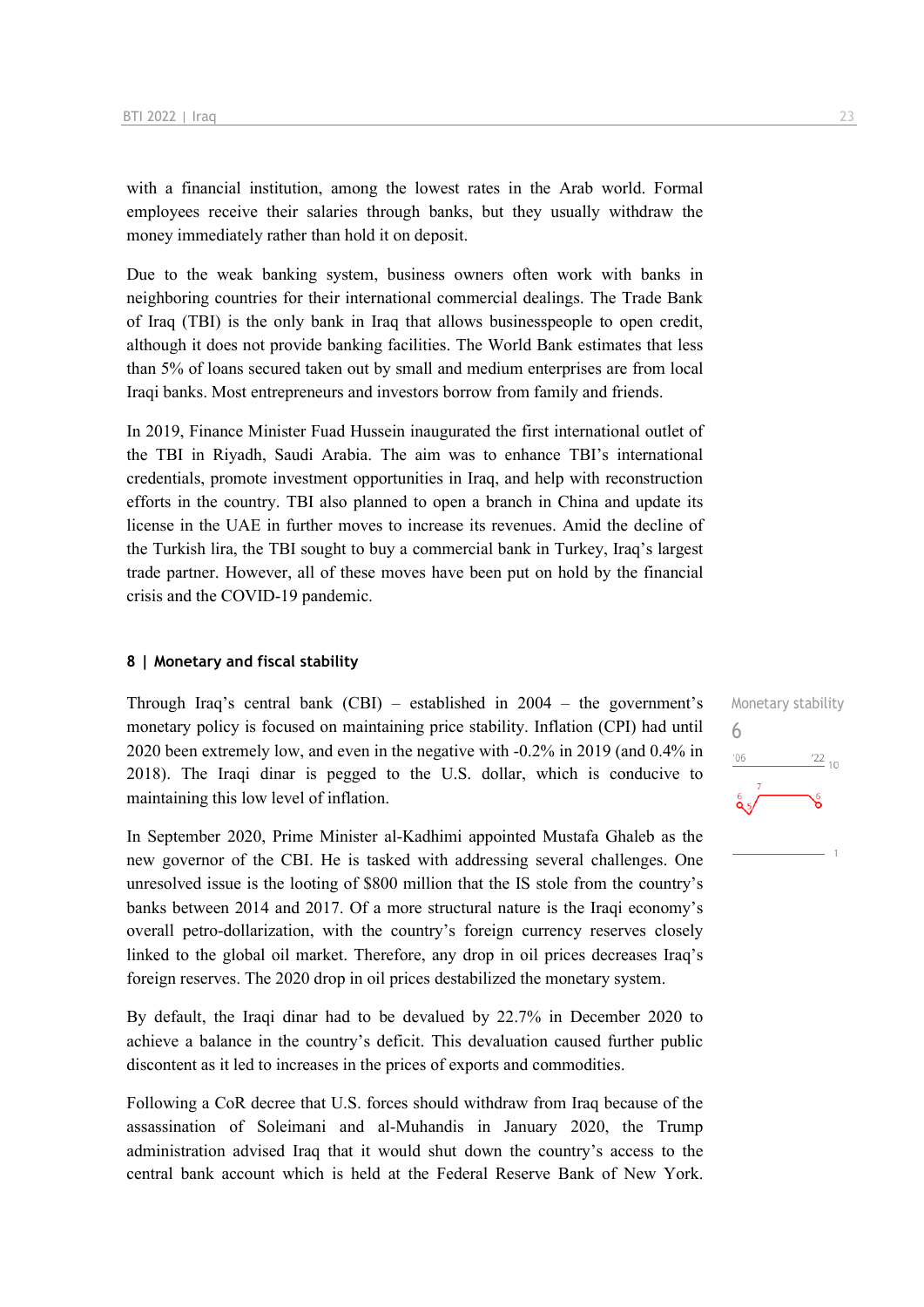with a financial institution, among the lowest rates in the Arab world. Formal employees receive their salaries through banks, but they usually withdraw the money immediately rather than hold it on deposit.

Due to the weak banking system, business owners often work with banks in neighboring countries for their international commercial dealings. The Trade Bank of Iraq (TBI) is the only bank in Iraq that allows businesspeople to open credit, although it does not provide banking facilities. The World Bank estimates that less than 5% of loans secured taken out by small and medium enterprises are from local Iraqi banks. Most entrepreneurs and investors borrow from family and friends.

In 2019, Finance Minister Fuad Hussein inaugurated the first international outlet of the TBI in Riyadh, Saudi Arabia. The aim was to enhance TBI's international credentials, promote investment opportunities in Iraq, and help with reconstruction efforts in the country. TBI also planned to open a branch in China and update its license in the UAE in further moves to increase its revenues. Amid the decline of the Turkish lira, the TBI sought to buy a commercial bank in Turkey, Iraq's largest trade partner. However, all of these moves have been put on hold by the financial crisis and the COVID-19 pandemic.

## 8 | Monetary and fiscal stability

Monetary stability
6

Through Iraq's central bank (CBI) – established in 2004 – the government's monetary policy is focused on maintaining price stability. Inflation (CPI) had until 2020 been extremely low, and even in the negative with -0.2% in 2019 (and 0.4% in 2018). The Iraqi dinar is pegged to the U.S. dollar, which is conducive to maintaining this low level of inflation.

In September 2020, Prime Minister al-Kadhimi appointed Mustafa Ghaleb as the new governor of the CBI. He is tasked with addressing several challenges. One unresolved issue is the looting of $800 million that the IS stole from the country's banks between 2014 and 2017. Of a more structural nature is the Iraqi economy's overall petro-dollarization, with the country's foreign currency reserves closely linked to the global oil market. Therefore, any drop in oil prices decreases Iraq's foreign reserves. The 2020 drop in oil prices destabilized the monetary system.

By default, the Iraqi dinar had to be devalued by 22.7% in December 2020 to achieve a balance in the country's deficit. This devaluation caused further public discontent as it led to increases in the prices of exports and commodities.

Following a CoR decree that U.S. forces should withdraw from Iraq because of the assassination of Soleimani and al-Muhandis in January 2020, the Trump administration advised Iraq that it would shut down the country's access to the central bank account which is held at the Federal Reserve Bank of New York.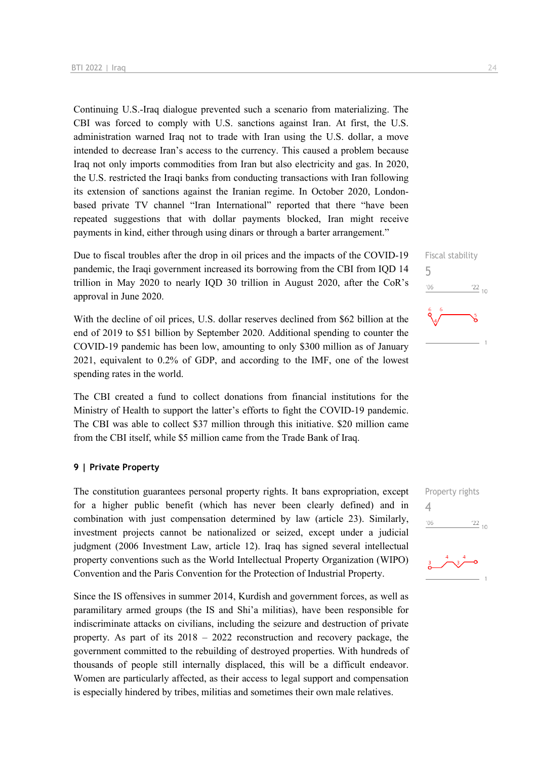Continuing U.S.-Iraq dialogue prevented such a scenario from materializing. The CBI was forced to comply with U.S. sanctions against Iran. At first, the U.S. administration warned Iraq not to trade with Iran using the U.S. dollar, a move intended to decrease Iran's access to the currency. This caused a problem because Iraq not only imports commodities from Iran but also electricity and gas. In 2020, the U.S. restricted the Iraqi banks from conducting transactions with Iran following its extension of sanctions against the Iranian regime. In October 2020, London-based private TV channel "Iran International" reported that there "have been repeated suggestions that with dollar payments blocked, Iran might receive payments in kind, either through using dinars or through a barter arrangement."

Fiscal stability
5

Due to fiscal troubles after the drop in oil prices and the impacts of the COVID-19 pandemic, the Iraqi government increased its borrowing from the CBI from IQD 14 trillion in May 2020 to nearly IQD 30 trillion in August 2020, after the CoR's approval in June 2020.

With the decline of oil prices, U.S. dollar reserves declined from $62 billion at the end of 2019 to $51 billion by September 2020. Additional spending to counter the COVID-19 pandemic has been low, amounting to only $300 million as of January 2021, equivalent to 0.2% of GDP, and according to the IMF, one of the lowest spending rates in the world.

The CBI created a fund to collect donations from financial institutions for the Ministry of Health to support the latter's efforts to fight the COVID-19 pandemic. The CBI was able to collect $37 million through this initiative. $20 million came from the CBI itself, while $5 million came from the Trade Bank of Iraq.

## 9 | Private Property

Property rights
4

The constitution guarantees personal property rights. It bans expropriation, except for a higher public benefit (which has never been clearly defined) and in combination with just compensation determined by law (article 23). Similarly, investment projects cannot be nationalized or seized, except under a judicial judgment (2006 Investment Law, article 12). Iraq has signed several intellectual property conventions such as the World Intellectual Property Organization (WIPO) Convention and the Paris Convention for the Protection of Industrial Property.

Since the IS offensives in summer 2014, Kurdish and government forces, as well as paramilitary armed groups (the IS and Shi'a militias), have been responsible for indiscriminate attacks on civilians, including the seizure and destruction of private property. As part of its 2018 – 2022 reconstruction and recovery package, the government committed to the rebuilding of destroyed properties. With hundreds of thousands of people still internally displaced, this will be a difficult endeavor. Women are particularly affected, as their access to legal support and compensation is especially hindered by tribes, militias and sometimes their own male relatives.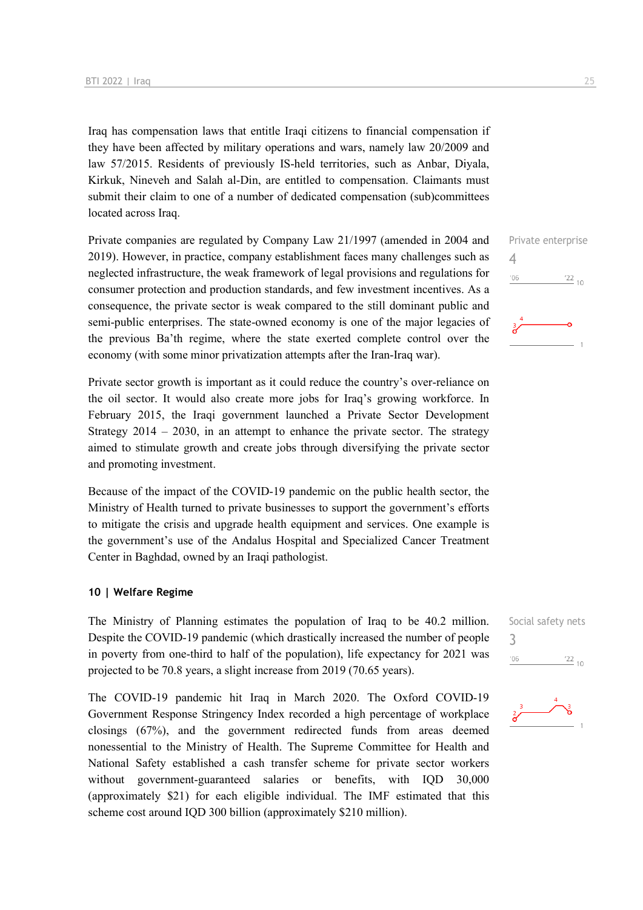Iraq has compensation laws that entitle Iraqi citizens to financial compensation if they have been affected by military operations and wars, namely law 20/2009 and law 57/2015. Residents of previously IS-held territories, such as Anbar, Diyala, Kirkuk, Nineveh and Salah al-Din, are entitled to compensation. Claimants must submit their claim to one of a number of dedicated compensation (sub)committees located across Iraq.

Private companies are regulated by Company Law 21/1997 (amended in 2004 and 2019). However, in practice, company establishment faces many challenges such as neglected infrastructure, the weak framework of legal provisions and regulations for consumer protection and production standards, and few investment incentives. As a consequence, the private sector is weak compared to the still dominant public and semi-public enterprises. The state-owned economy is one of the major legacies of the previous Ba'th regime, where the state exerted complete control over the economy (with some minor privatization attempts after the Iran-Iraq war).

Private enterprise
4

Private sector growth is important as it could reduce the country's over-reliance on the oil sector. It would also create more jobs for Iraq's growing workforce. In February 2015, the Iraqi government launched a Private Sector Development Strategy 2014 – 2030, in an attempt to enhance the private sector. The strategy aimed to stimulate growth and create jobs through diversifying the private sector and promoting investment.

Because of the impact of the COVID-19 pandemic on the public health sector, the Ministry of Health turned to private businesses to support the government's efforts to mitigate the crisis and upgrade health equipment and services. One example is the government's use of the Andalus Hospital and Specialized Cancer Treatment Center in Baghdad, owned by an Iraqi pathologist.

## 10 | Welfare Regime

The Ministry of Planning estimates the population of Iraq to be 40.2 million. Despite the COVID-19 pandemic (which drastically increased the number of people in poverty from one-third to half of the population), life expectancy for 2021 was projected to be 70.8 years, a slight increase from 2019 (70.65 years).

Social safety nets
3

The COVID-19 pandemic hit Iraq in March 2020. The Oxford COVID-19 Government Response Stringency Index recorded a high percentage of workplace closings (67%), and the government redirected funds from areas deemed nonessential to the Ministry of Health. The Supreme Committee for Health and National Safety established a cash transfer scheme for private sector workers without government-guaranteed salaries or benefits, with IQD 30,000 (approximately $21) for each eligible individual. The IMF estimated that this scheme cost around IQD 300 billion (approximately $210 million).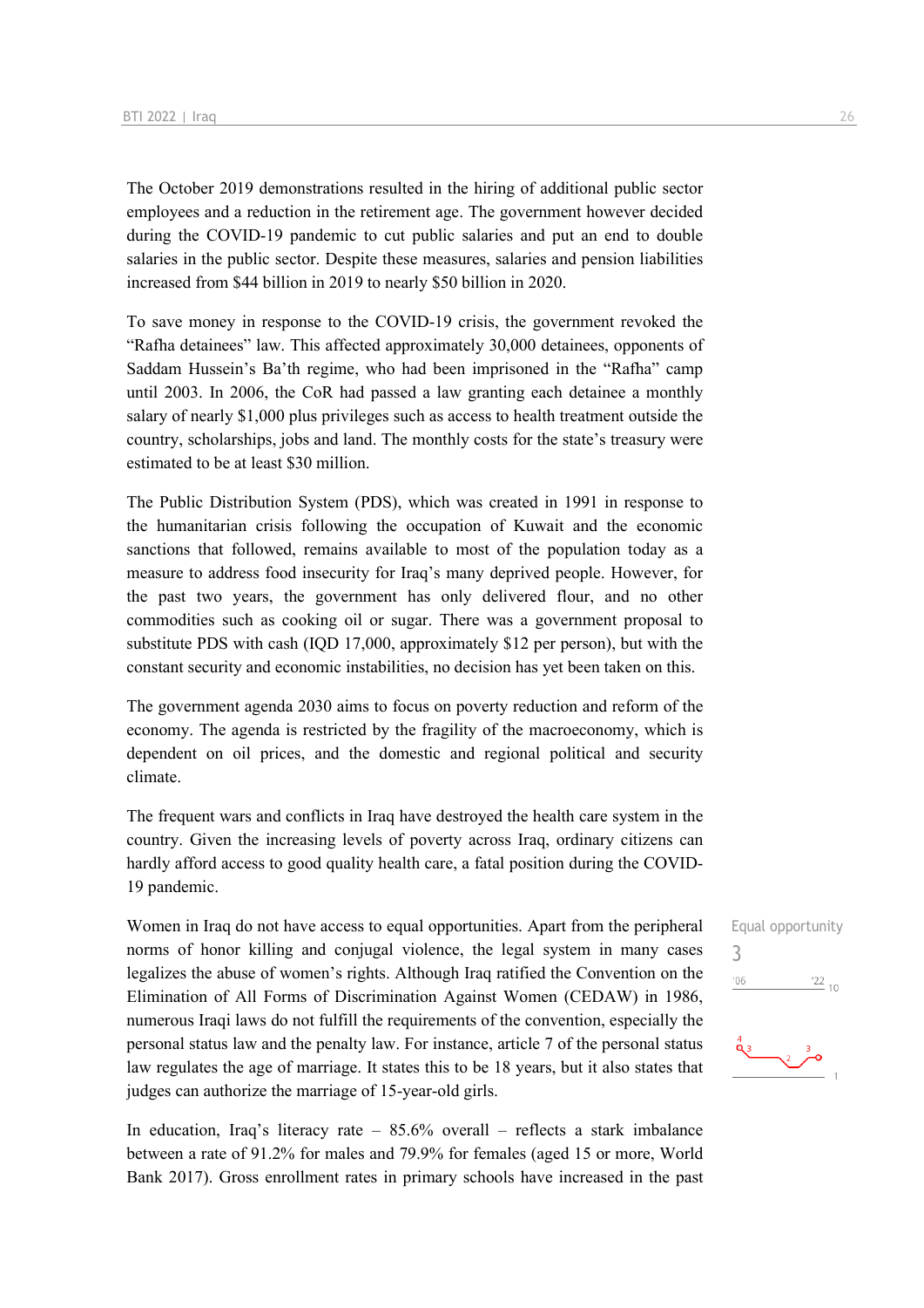The October 2019 demonstrations resulted in the hiring of additional public sector employees and a reduction in the retirement age. The government however decided during the COVID-19 pandemic to cut public salaries and put an end to double salaries in the public sector. Despite these measures, salaries and pension liabilities increased from $44 billion in 2019 to nearly $50 billion in 2020.

To save money in response to the COVID-19 crisis, the government revoked the "Rafha detainees" law. This affected approximately 30,000 detainees, opponents of Saddam Hussein's Ba'th regime, who had been imprisoned in the "Rafha" camp until 2003. In 2006, the CoR had passed a law granting each detainee a monthly salary of nearly $1,000 plus privileges such as access to health treatment outside the country, scholarships, jobs and land. The monthly costs for the state's treasury were estimated to be at least $30 million.

The Public Distribution System (PDS), which was created in 1991 in response to the humanitarian crisis following the occupation of Kuwait and the economic sanctions that followed, remains available to most of the population today as a measure to address food insecurity for Iraq's many deprived people. However, for the past two years, the government has only delivered flour, and no other commodities such as cooking oil or sugar. There was a government proposal to substitute PDS with cash (IQD 17,000, approximately $12 per person), but with the constant security and economic instabilities, no decision has yet been taken on this.

The government agenda 2030 aims to focus on poverty reduction and reform of the economy. The agenda is restricted by the fragility of the macroeconomy, which is dependent on oil prices, and the domestic and regional political and security climate.

The frequent wars and conflicts in Iraq have destroyed the health care system in the country. Given the increasing levels of poverty across Iraq, ordinary citizens can hardly afford access to good quality health care, a fatal position during the COVID-19 pandemic.

Equal opportunity
3

Women in Iraq do not have access to equal opportunities. Apart from the peripheral norms of honor killing and conjugal violence, the legal system in many cases legalizes the abuse of women's rights. Although Iraq ratified the Convention on the Elimination of All Forms of Discrimination Against Women (CEDAW) in 1986, numerous Iraqi laws do not fulfill the requirements of the convention, especially the personal status law and the penalty law. For instance, article 7 of the personal status law regulates the age of marriage. It states this to be 18 years, but it also states that judges can authorize the marriage of 15-year-old girls.

In education, Iraq's literacy rate – 85.6% overall – reflects a stark imbalance between a rate of 91.2% for males and 79.9% for females (aged 15 or more, World Bank 2017). Gross enrollment rates in primary schools have increased in the past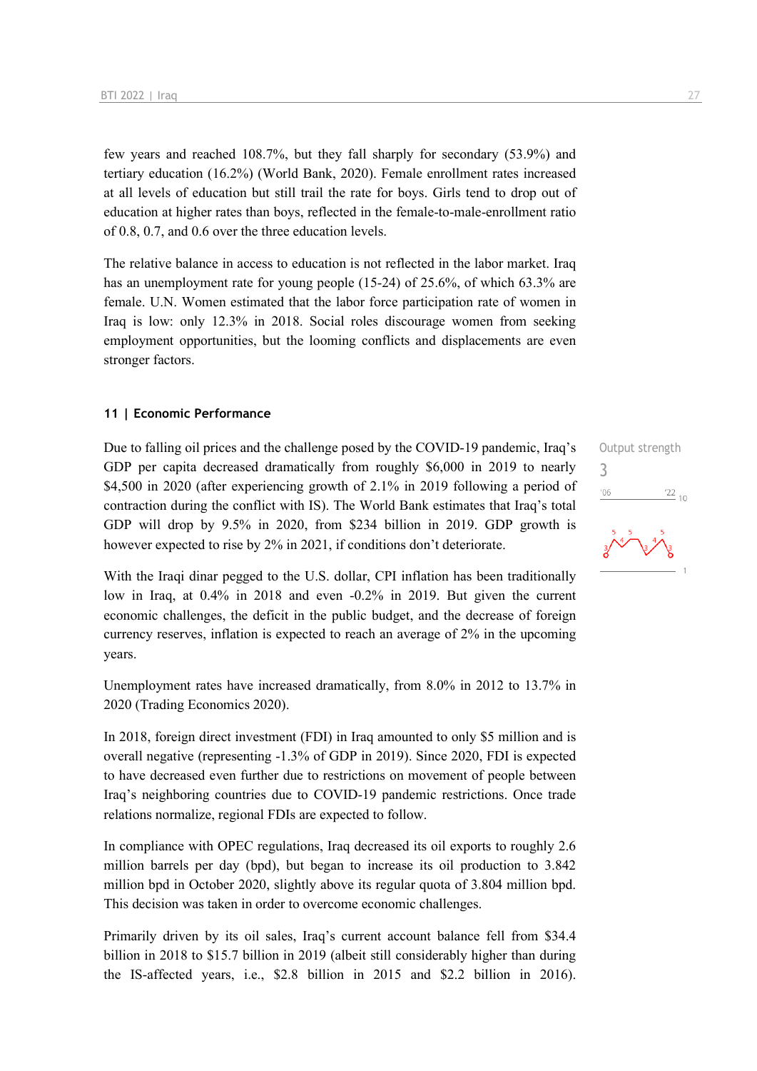few years and reached 108.7%, but they fall sharply for secondary (53.9%) and tertiary education (16.2%) (World Bank, 2020). Female enrollment rates increased at all levels of education but still trail the rate for boys. Girls tend to drop out of education at higher rates than boys, reflected in the female-to-male-enrollment ratio of 0.8, 0.7, and 0.6 over the three education levels.

The relative balance in access to education is not reflected in the labor market. Iraq has an unemployment rate for young people (15-24) of 25.6%, of which 63.3% are female. U.N. Women estimated that the labor force participation rate of women in Iraq is low: only 12.3% in 2018. Social roles discourage women from seeking employment opportunities, but the looming conflicts and displacements are even stronger factors.

#### 11 | Economic Performance

Output strength
3

Due to falling oil prices and the challenge posed by the COVID-19 pandemic, Iraq's GDP per capita decreased dramatically from roughly $6,000 in 2019 to nearly $4,500 in 2020 (after experiencing growth of 2.1% in 2019 following a period of contraction during the conflict with IS). The World Bank estimates that Iraq's total GDP will drop by 9.5% in 2020, from $234 billion in 2019. GDP growth is however expected to rise by 2% in 2021, if conditions don't deteriorate.

With the Iraqi dinar pegged to the U.S. dollar, CPI inflation has been traditionally low in Iraq, at 0.4% in 2018 and even -0.2% in 2019. But given the current economic challenges, the deficit in the public budget, and the decrease of foreign currency reserves, inflation is expected to reach an average of 2% in the upcoming years.

Unemployment rates have increased dramatically, from 8.0% in 2012 to 13.7% in 2020 (Trading Economics 2020).

In 2018, foreign direct investment (FDI) in Iraq amounted to only $5 million and is overall negative (representing -1.3% of GDP in 2019). Since 2020, FDI is expected to have decreased even further due to restrictions on movement of people between Iraq's neighboring countries due to COVID-19 pandemic restrictions. Once trade relations normalize, regional FDIs are expected to follow.

In compliance with OPEC regulations, Iraq decreased its oil exports to roughly 2.6 million barrels per day (bpd), but began to increase its oil production to 3.842 million bpd in October 2020, slightly above its regular quota of 3.804 million bpd. This decision was taken in order to overcome economic challenges.

Primarily driven by its oil sales, Iraq's current account balance fell from $34.4 billion in 2018 to $15.7 billion in 2019 (albeit still considerably higher than during the IS-affected years, i.e., $2.8 billion in 2015 and $2.2 billion in 2016).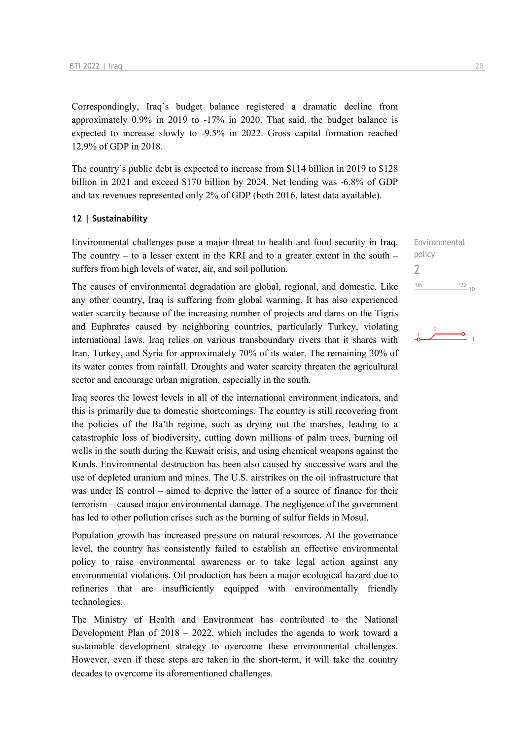Correspondingly, Iraq's budget balance registered a dramatic decline from approximately 0.9% in 2019 to -17% in 2020. That said, the budget balance is expected to increase slowly to -9.5% in 2022. Gross capital formation reached 12.9% of GDP in 2018.

The country's public debt is expected to increase from $114 billion in 2019 to $128 billion in 2021 and exceed $170 billion by 2024. Net lending was -6.8% of GDP and tax revenues represented only 2% of GDP (both 2016, latest data available).

### 12 | Sustainability

Environmental challenges pose a major threat to health and food security in Iraq. The country – to a lesser extent in the KRI and to a greater extent in the south – suffers from high levels of water, air, and soil pollution.

Environmental policy
2

'06 '22 10

The causes of environmental degradation are global, regional, and domestic. Like any other country, Iraq is suffering from global warming. It has also experienced water scarcity because of the increasing number of projects and dams on the Tigris and Euphrates caused by neighboring countries, particularly Turkey, violating international laws. Iraq relies on various transboundary rivers that it shares with Iran, Turkey, and Syria for approximately 70% of its water. The remaining 30% of its water comes from rainfall. Droughts and water scarcity threaten the agricultural sector and encourage urban migration, especially in the south.

Iraq scores the lowest levels in all of the international environment indicators, and this is primarily due to domestic shortcomings. The country is still recovering from the policies of the Ba'th regime, such as drying out the marshes, leading to a catastrophic loss of biodiversity, cutting down millions of palm trees, burning oil wells in the south during the Kuwait crisis, and using chemical weapons against the Kurds. Environmental destruction has been also caused by successive wars and the use of depleted uranium and mines. The U.S. airstrikes on the oil infrastructure that was under IS control – aimed to deprive the latter of a source of finance for their terrorism – caused major environmental damage. The negligence of the government has led to other pollution crises such as the burning of sulfur fields in Mosul.

Population growth has increased pressure on natural resources. At the governance level, the country has consistently failed to establish an effective environmental policy to raise environmental awareness or to take legal action against any environmental violations. Oil production has been a major ecological hazard due to refineries that are insufficiently equipped with environmentally friendly technologies.

The Ministry of Health and Environment has contributed to the National Development Plan of 2018 – 2022, which includes the agenda to work toward a sustainable development strategy to overcome these environmental challenges. However, even if these steps are taken in the short-term, it will take the country decades to overcome its aforementioned challenges.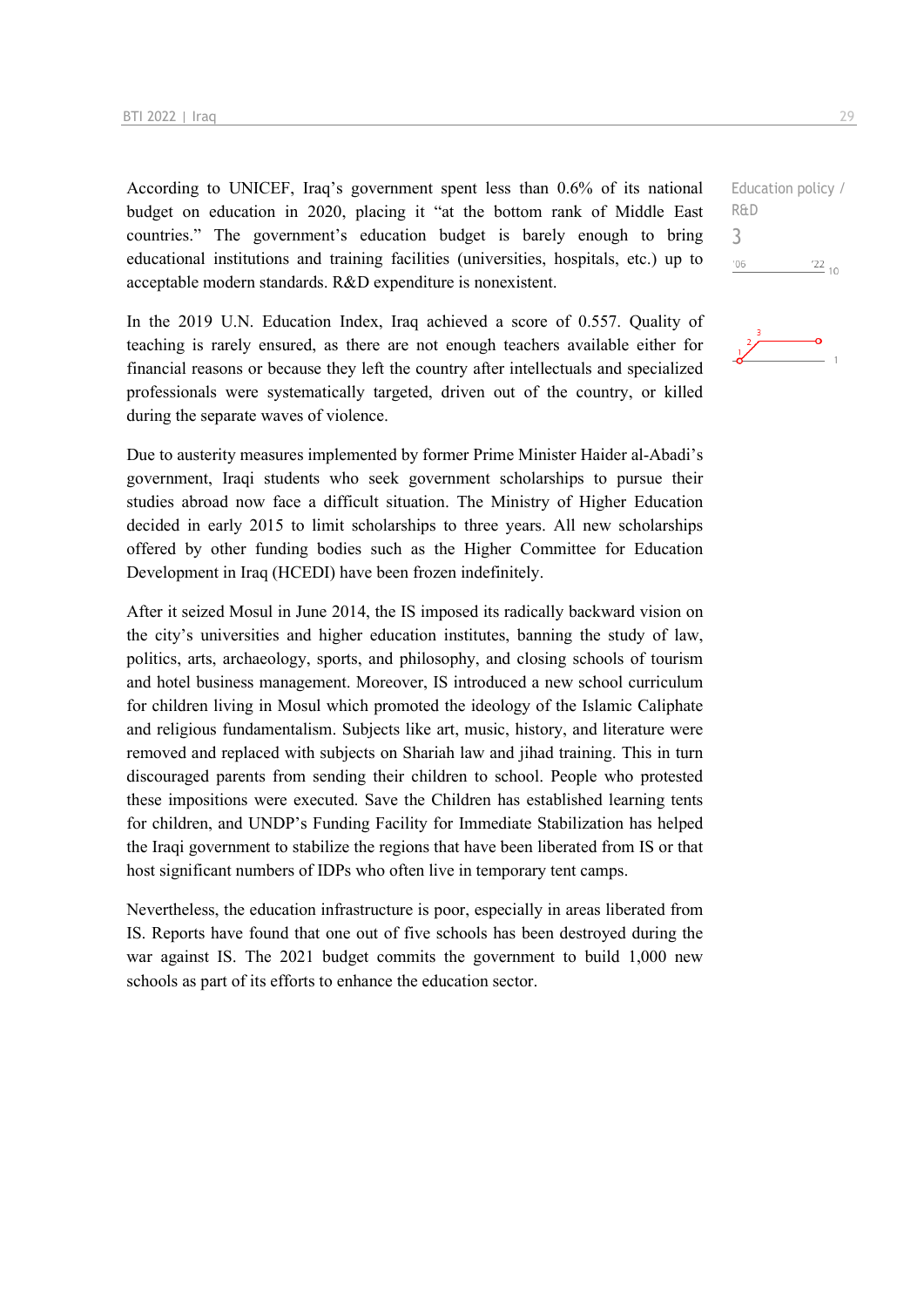According to UNICEF, Iraq's government spent less than 0.6% of its national budget on education in 2020, placing it "at the bottom rank of Middle East countries." The government's education budget is barely enough to bring educational institutions and training facilities (universities, hospitals, etc.) up to acceptable modern standards. R&D expenditure is nonexistent.

Education policy / R&D
3

In the 2019 U.N. Education Index, Iraq achieved a score of 0.557. Quality of teaching is rarely ensured, as there are not enough teachers available either for financial reasons or because they left the country after intellectuals and specialized professionals were systematically targeted, driven out of the country, or killed during the separate waves of violence.

Due to austerity measures implemented by former Prime Minister Haider al-Abadi's government, Iraqi students who seek government scholarships to pursue their studies abroad now face a difficult situation. The Ministry of Higher Education decided in early 2015 to limit scholarships to three years. All new scholarships offered by other funding bodies such as the Higher Committee for Education Development in Iraq (HCEDI) have been frozen indefinitely.

After it seized Mosul in June 2014, the IS imposed its radically backward vision on the city's universities and higher education institutes, banning the study of law, politics, arts, archaeology, sports, and philosophy, and closing schools of tourism and hotel business management. Moreover, IS introduced a new school curriculum for children living in Mosul which promoted the ideology of the Islamic Caliphate and religious fundamentalism. Subjects like art, music, history, and literature were removed and replaced with subjects on Shariah law and jihad training. This in turn discouraged parents from sending their children to school. People who protested these impositions were executed. Save the Children has established learning tents for children, and UNDP's Funding Facility for Immediate Stabilization has helped the Iraqi government to stabilize the regions that have been liberated from IS or that host significant numbers of IDPs who often live in temporary tent camps.

Nevertheless, the education infrastructure is poor, especially in areas liberated from IS. Reports have found that one out of five schools has been destroyed during the war against IS. The 2021 budget commits the government to build 1,000 new schools as part of its efforts to enhance the education sector.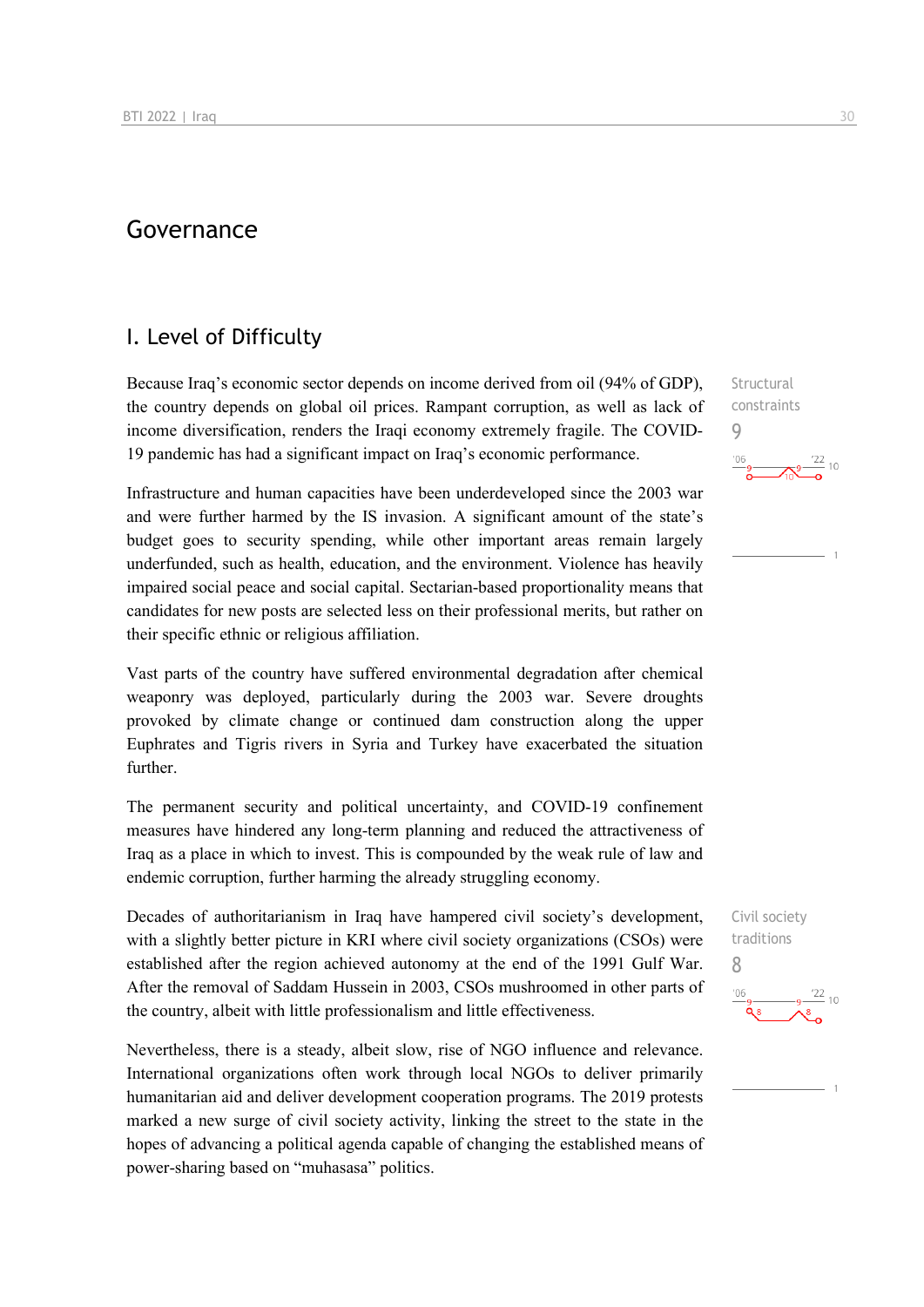# Governance

## I. Level of Difficulty

Structural constraints
9

Because Iraq's economic sector depends on income derived from oil (94% of GDP), the country depends on global oil prices. Rampant corruption, as well as lack of income diversification, renders the Iraqi economy extremely fragile. The COVID-19 pandemic has had a significant impact on Iraq's economic performance.

Infrastructure and human capacities have been underdeveloped since the 2003 war and were further harmed by the IS invasion. A significant amount of the state's budget goes to security spending, while other important areas remain largely underfunded, such as health, education, and the environment. Violence has heavily impaired social peace and social capital. Sectarian-based proportionality means that candidates for new posts are selected less on their professional merits, but rather on their specific ethnic or religious affiliation.

Vast parts of the country have suffered environmental degradation after chemical weaponry was deployed, particularly during the 2003 war. Severe droughts provoked by climate change or continued dam construction along the upper Euphrates and Tigris rivers in Syria and Turkey have exacerbated the situation further.

The permanent security and political uncertainty, and COVID-19 confinement measures have hindered any long-term planning and reduced the attractiveness of Iraq as a place in which to invest. This is compounded by the weak rule of law and endemic corruption, further harming the already struggling economy.

Civil society traditions
8

Decades of authoritarianism in Iraq have hampered civil society's development, with a slightly better picture in KRI where civil society organizations (CSOs) were established after the region achieved autonomy at the end of the 1991 Gulf War. After the removal of Saddam Hussein in 2003, CSOs mushroomed in other parts of the country, albeit with little professionalism and little effectiveness.

Nevertheless, there is a steady, albeit slow, rise of NGO influence and relevance. International organizations often work through local NGOs to deliver primarily humanitarian aid and deliver development cooperation programs. The 2019 protests marked a new surge of civil society activity, linking the street to the state in the hopes of advancing a political agenda capable of changing the established means of power-sharing based on "muhasasa" politics.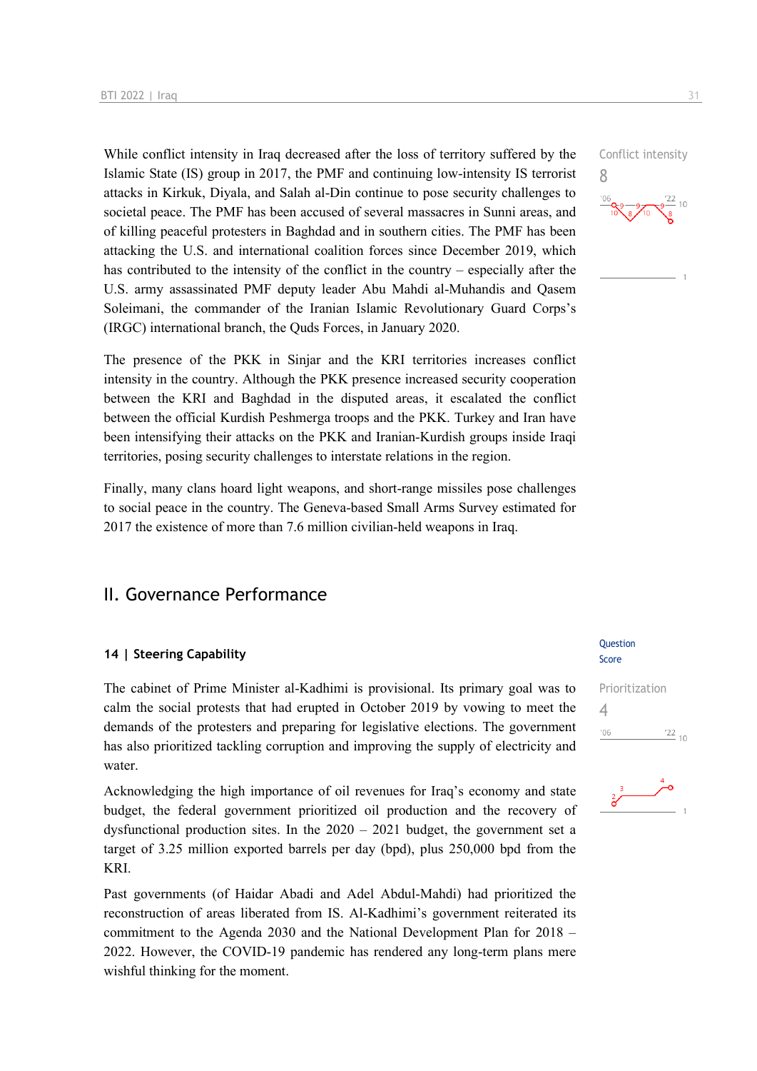While conflict intensity in Iraq decreased after the loss of territory suffered by the Islamic State (IS) group in 2017, the PMF and continuing low-intensity IS terrorist attacks in Kirkuk, Diyala, and Salah al-Din continue to pose security challenges to societal peace. The PMF has been accused of several massacres in Sunni areas, and of killing peaceful protesters in Baghdad and in southern cities. The PMF has been attacking the U.S. and international coalition forces since December 2019, which has contributed to the intensity of the conflict in the country – especially after the U.S. army assassinated PMF deputy leader Abu Mahdi al-Muhandis and Qasem Soleimani, the commander of the Iranian Islamic Revolutionary Guard Corps's (IRGC) international branch, the Quds Forces, in January 2020.

Conflict intensity
8

The presence of the PKK in Sinjar and the KRI territories increases conflict intensity in the country. Although the PKK presence increased security cooperation between the KRI and Baghdad in the disputed areas, it escalated the conflict between the official Kurdish Peshmerga troops and the PKK. Turkey and Iran have been intensifying their attacks on the PKK and Iranian-Kurdish groups inside Iraqi territories, posing security challenges to interstate relations in the region.

Finally, many clans hoard light weapons, and short-range missiles pose challenges to social peace in the country. The Geneva-based Small Arms Survey estimated for 2017 the existence of more than 7.6 million civilian-held weapons in Iraq.

## II. Governance Performance

### 14 | Steering Capability

Question Score

The cabinet of Prime Minister al-Kadhimi is provisional. Its primary goal was to calm the social protests that had erupted in October 2019 by vowing to meet the demands of the protesters and preparing for legislative elections. The government has also prioritized tackling corruption and improving the supply of electricity and water.

Prioritization
4

Acknowledging the high importance of oil revenues for Iraq's economy and state budget, the federal government prioritized oil production and the recovery of dysfunctional production sites. In the 2020 – 2021 budget, the government set a target of 3.25 million exported barrels per day (bpd), plus 250,000 bpd from the KRI.

Past governments (of Haidar Abadi and Adel Abdul-Mahdi) had prioritized the reconstruction of areas liberated from IS. Al-Kadhimi's government reiterated its commitment to the Agenda 2030 and the National Development Plan for 2018 – 2022. However, the COVID-19 pandemic has rendered any long-term plans mere wishful thinking for the moment.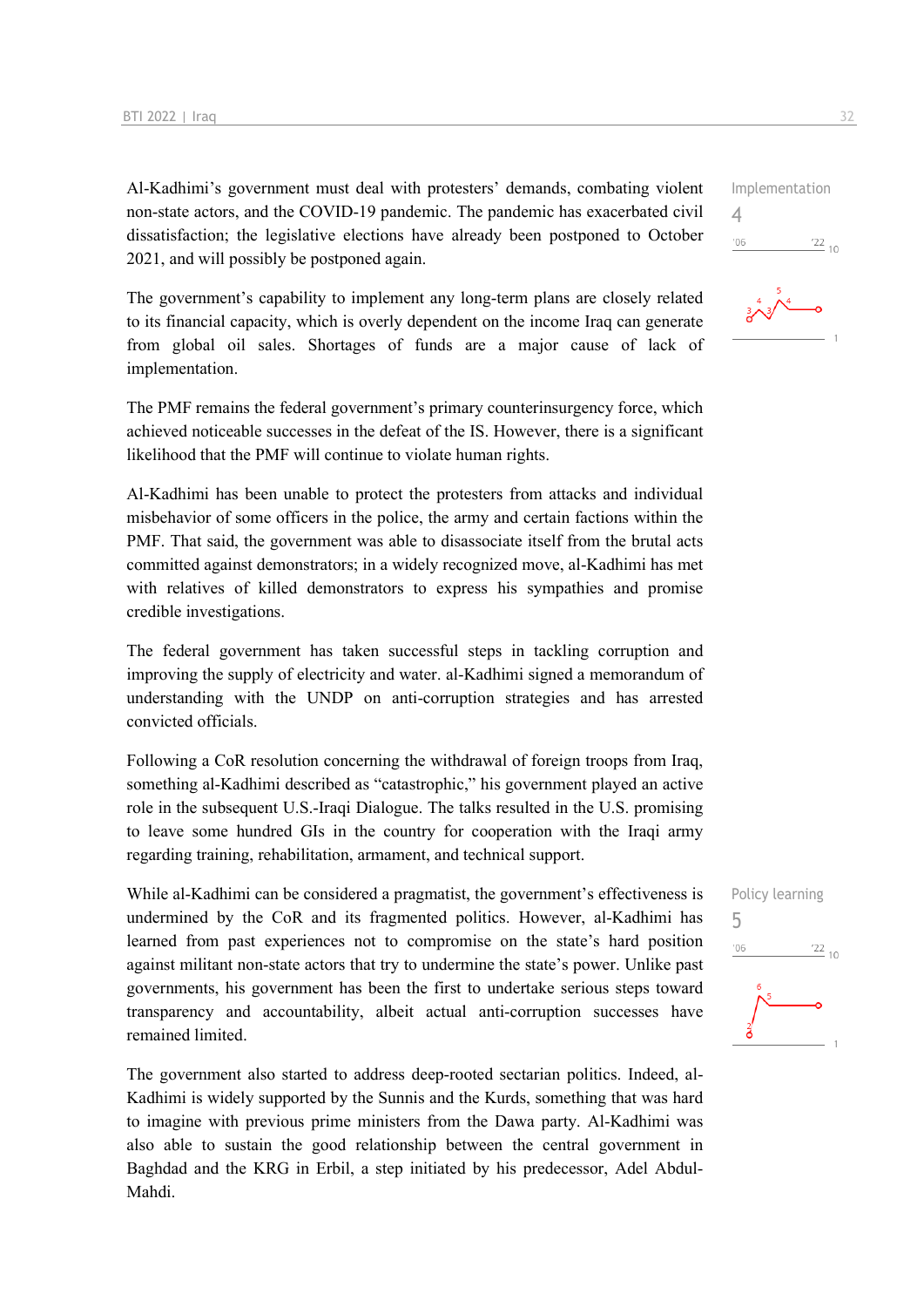Al-Kadhimi's government must deal with protesters' demands, combating violent non-state actors, and the COVID-19 pandemic. The pandemic has exacerbated civil dissatisfaction; the legislative elections have already been postponed to October 2021, and will possibly be postponed again.

Implementation
4

The government's capability to implement any long-term plans are closely related to its financial capacity, which is overly dependent on the income Iraq can generate from global oil sales. Shortages of funds are a major cause of lack of implementation.

The PMF remains the federal government's primary counterinsurgency force, which achieved noticeable successes in the defeat of the IS. However, there is a significant likelihood that the PMF will continue to violate human rights.

Al-Kadhimi has been unable to protect the protesters from attacks and individual misbehavior of some officers in the police, the army and certain factions within the PMF. That said, the government was able to disassociate itself from the brutal acts committed against demonstrators; in a widely recognized move, al-Kadhimi has met with relatives of killed demonstrators to express his sympathies and promise credible investigations.

The federal government has taken successful steps in tackling corruption and improving the supply of electricity and water. al-Kadhimi signed a memorandum of understanding with the UNDP on anti-corruption strategies and has arrested convicted officials.

Following a CoR resolution concerning the withdrawal of foreign troops from Iraq, something al-Kadhimi described as "catastrophic," his government played an active role in the subsequent U.S.-Iraqi Dialogue. The talks resulted in the U.S. promising to leave some hundred GIs in the country for cooperation with the Iraqi army regarding training, rehabilitation, armament, and technical support.

Policy learning
5

While al-Kadhimi can be considered a pragmatist, the government's effectiveness is undermined by the CoR and its fragmented politics. However, al-Kadhimi has learned from past experiences not to compromise on the state's hard position against militant non-state actors that try to undermine the state's power. Unlike past governments, his government has been the first to undertake serious steps toward transparency and accountability, albeit actual anti-corruption successes have remained limited.

The government also started to address deep-rooted sectarian politics. Indeed, al-Kadhimi is widely supported by the Sunnis and the Kurds, something that was hard to imagine with previous prime ministers from the Dawa party. Al-Kadhimi was also able to sustain the good relationship between the central government in Baghdad and the KRG in Erbil, a step initiated by his predecessor, Adel Abdul-Mahdi.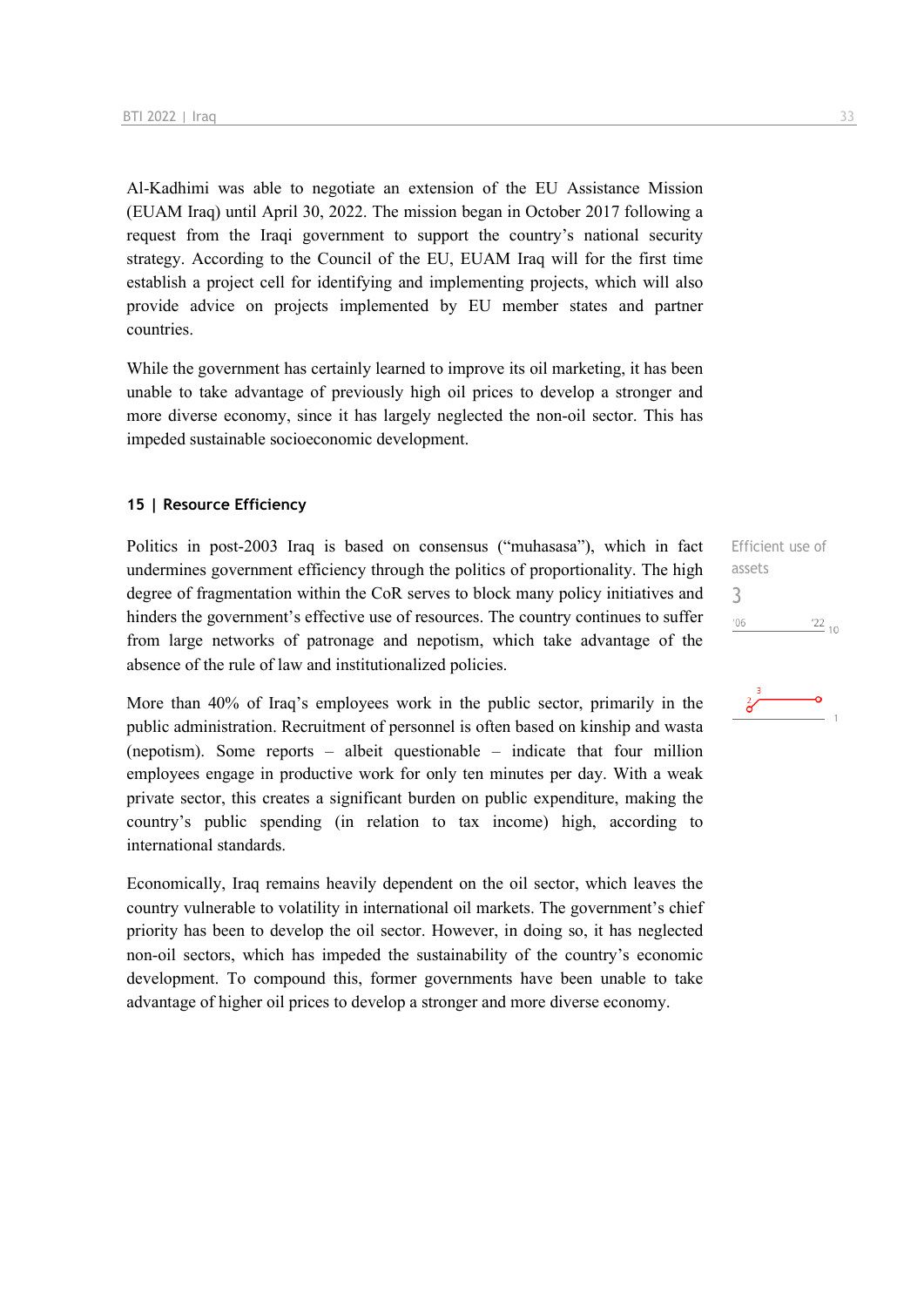Al-Kadhimi was able to negotiate an extension of the EU Assistance Mission (EUAM Iraq) until April 30, 2022. The mission began in October 2017 following a request from the Iraqi government to support the country's national security strategy. According to the Council of the EU, EUAM Iraq will for the first time establish a project cell for identifying and implementing projects, which will also provide advice on projects implemented by EU member states and partner countries.

While the government has certainly learned to improve its oil marketing, it has been unable to take advantage of previously high oil prices to develop a stronger and more diverse economy, since it has largely neglected the non-oil sector. This has impeded sustainable socioeconomic development.

### 15 | Resource Efficiency

Efficient use of assets
3

Politics in post-2003 Iraq is based on consensus ("muhasasa"), which in fact undermines government efficiency through the politics of proportionality. The high degree of fragmentation within the CoR serves to block many policy initiatives and hinders the government's effective use of resources. The country continues to suffer from large networks of patronage and nepotism, which take advantage of the absence of the rule of law and institutionalized policies.

More than 40% of Iraq's employees work in the public sector, primarily in the public administration. Recruitment of personnel is often based on kinship and wasta (nepotism). Some reports – albeit questionable – indicate that four million employees engage in productive work for only ten minutes per day. With a weak private sector, this creates a significant burden on public expenditure, making the country's public spending (in relation to tax income) high, according to international standards.

Economically, Iraq remains heavily dependent on the oil sector, which leaves the country vulnerable to volatility in international oil markets. The government's chief priority has been to develop the oil sector. However, in doing so, it has neglected non-oil sectors, which has impeded the sustainability of the country's economic development. To compound this, former governments have been unable to take advantage of higher oil prices to develop a stronger and more diverse economy.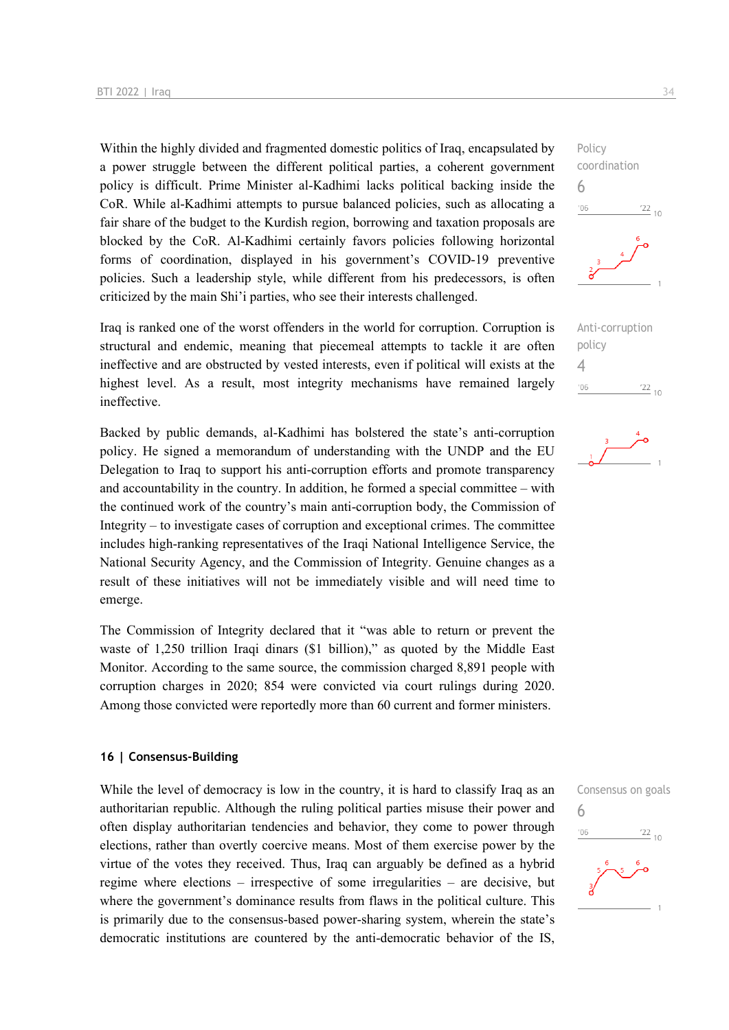Within the highly divided and fragmented domestic politics of Iraq, encapsulated by a power struggle between the different political parties, a coherent government policy is difficult. Prime Minister al-Kadhimi lacks political backing inside the CoR. While al-Kadhimi attempts to pursue balanced policies, such as allocating a fair share of the budget to the Kurdish region, borrowing and taxation proposals are blocked by the CoR. Al-Kadhimi certainly favors policies following horizontal forms of coordination, displayed in his government's COVID-19 preventive policies. Such a leadership style, while different from his predecessors, is often criticized by the main Shi'i parties, who see their interests challenged.

Policy coordination
6

Iraq is ranked one of the worst offenders in the world for corruption. Corruption is structural and endemic, meaning that piecemeal attempts to tackle it are often ineffective and are obstructed by vested interests, even if political will exists at the highest level. As a result, most integrity mechanisms have remained largely ineffective.

Anti-corruption policy
4

Backed by public demands, al-Kadhimi has bolstered the state's anti-corruption policy. He signed a memorandum of understanding with the UNDP and the EU Delegation to Iraq to support his anti-corruption efforts and promote transparency and accountability in the country. In addition, he formed a special committee – with the continued work of the country's main anti-corruption body, the Commission of Integrity – to investigate cases of corruption and exceptional crimes. The committee includes high-ranking representatives of the Iraqi National Intelligence Service, the National Security Agency, and the Commission of Integrity. Genuine changes as a result of these initiatives will not be immediately visible and will need time to emerge.

The Commission of Integrity declared that it "was able to return or prevent the waste of 1,250 trillion Iraqi dinars ($1 billion)," as quoted by the Middle East Monitor. According to the same source, the commission charged 8,891 people with corruption charges in 2020; 854 were convicted via court rulings during 2020. Among those convicted were reportedly more than 60 current and former ministers.

## 16 | Consensus-Building

While the level of democracy is low in the country, it is hard to classify Iraq as an authoritarian republic. Although the ruling political parties misuse their power and often display authoritarian tendencies and behavior, they come to power through elections, rather than overtly coercive means. Most of them exercise power by the virtue of the votes they received. Thus, Iraq can arguably be defined as a hybrid regime where elections – irrespective of some irregularities – are decisive, but where the government's dominance results from flaws in the political culture. This is primarily due to the consensus-based power-sharing system, wherein the state's democratic institutions are countered by the anti-democratic behavior of the IS,

Consensus on goals
6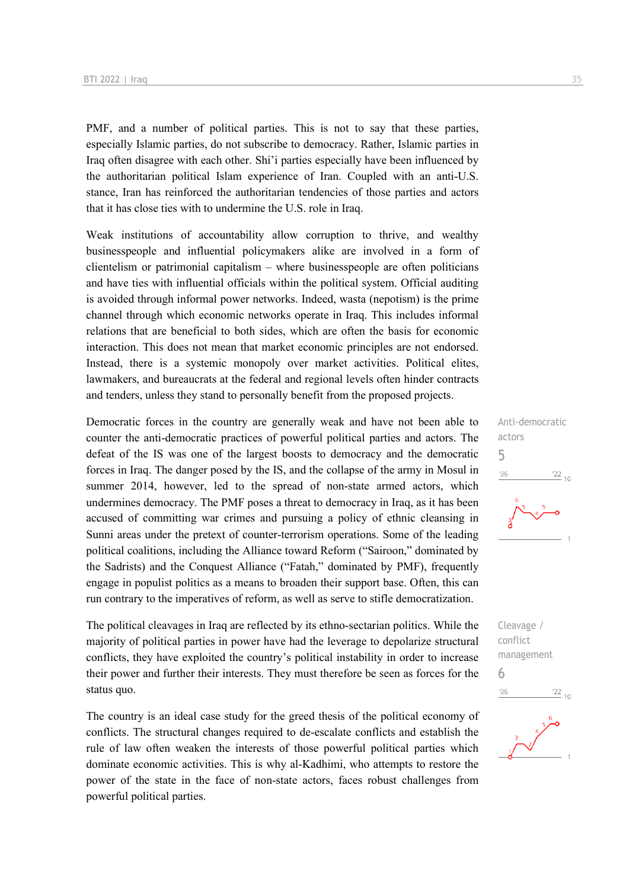PMF, and a number of political parties. This is not to say that these parties, especially Islamic parties, do not subscribe to democracy. Rather, Islamic parties in Iraq often disagree with each other. Shi'i parties especially have been influenced by the authoritarian political Islam experience of Iran. Coupled with an anti-U.S. stance, Iran has reinforced the authoritarian tendencies of those parties and actors that it has close ties with to undermine the U.S. role in Iraq.

Weak institutions of accountability allow corruption to thrive, and wealthy businesspeople and influential policymakers alike are involved in a form of clientelism or patrimonial capitalism – where businesspeople are often politicians and have ties with influential officials within the political system. Official auditing is avoided through informal power networks. Indeed, wasta (nepotism) is the prime channel through which economic networks operate in Iraq. This includes informal relations that are beneficial to both sides, which are often the basis for economic interaction. This does not mean that market economic principles are not endorsed. Instead, there is a systemic monopoly over market activities. Political elites, lawmakers, and bureaucrats at the federal and regional levels often hinder contracts and tenders, unless they stand to personally benefit from the proposed projects.

Anti-democratic actors
5

Democratic forces in the country are generally weak and have not been able to counter the anti-democratic practices of powerful political parties and actors. The defeat of the IS was one of the largest boosts to democracy and the democratic forces in Iraq. The danger posed by the IS, and the collapse of the army in Mosul in summer 2014, however, led to the spread of non-state armed actors, which undermines democracy. The PMF poses a threat to democracy in Iraq, as it has been accused of committing war crimes and pursuing a policy of ethnic cleansing in Sunni areas under the pretext of counter-terrorism operations. Some of the leading political coalitions, including the Alliance toward Reform ("Sairoon," dominated by the Sadrists) and the Conquest Alliance ("Fatah," dominated by PMF), frequently engage in populist politics as a means to broaden their support base. Often, this can run contrary to the imperatives of reform, as well as serve to stifle democratization.

Cleavage / conflict management
6

The political cleavages in Iraq are reflected by its ethno-sectarian politics. While the majority of political parties in power have had the leverage to depolarize structural conflicts, they have exploited the country's political instability in order to increase their power and further their interests. They must therefore be seen as forces for the status quo.

The country is an ideal case study for the greed thesis of the political economy of conflicts. The structural changes required to de-escalate conflicts and establish the rule of law often weaken the interests of those powerful political parties which dominate economic activities. This is why al-Kadhimi, who attempts to restore the power of the state in the face of non-state actors, faces robust challenges from powerful political parties.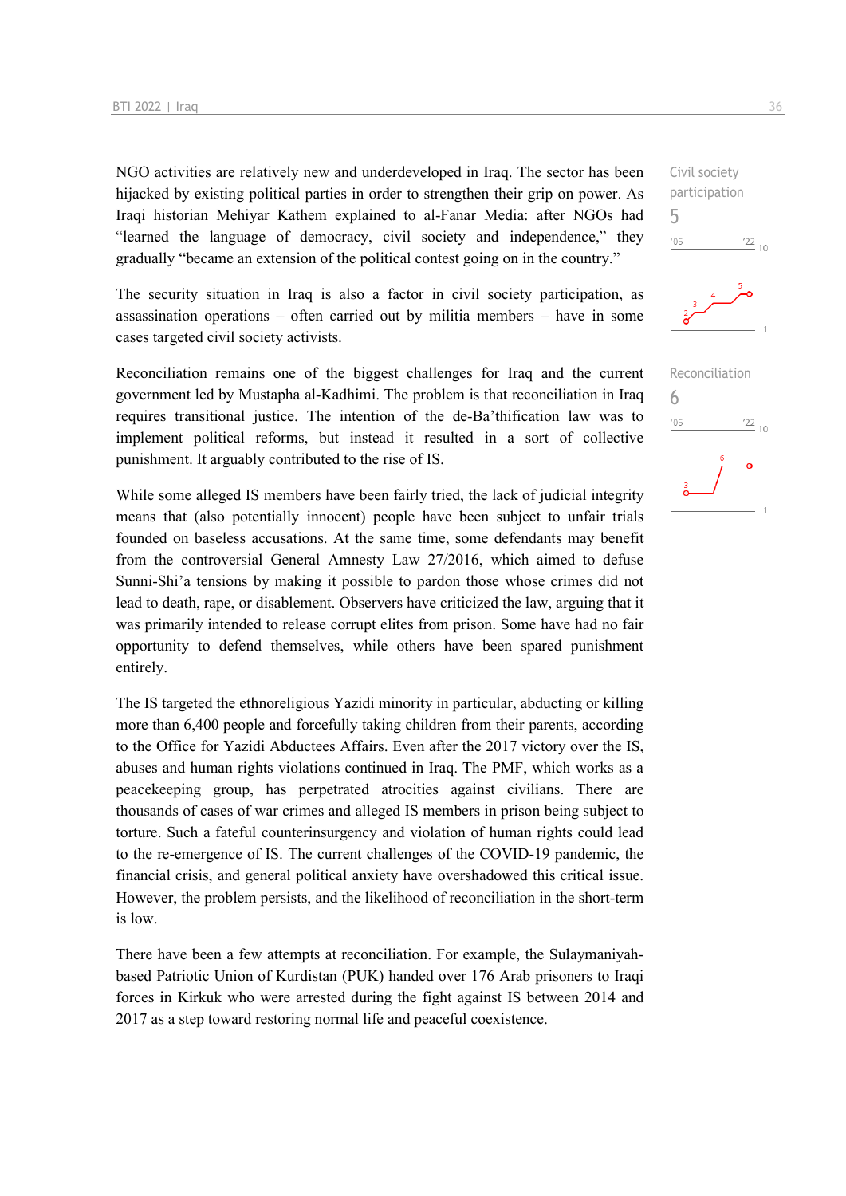NGO activities are relatively new and underdeveloped in Iraq. The sector has been hijacked by existing political parties in order to strengthen their grip on power. As Iraqi historian Mehiyar Kathem explained to al-Fanar Media: after NGOs had "learned the language of democracy, civil society and independence," they gradually "became an extension of the political contest going on in the country."

The security situation in Iraq is also a factor in civil society participation, as assassination operations – often carried out by militia members – have in some cases targeted civil society activists.

Civil society participation
5

Reconciliation remains one of the biggest challenges for Iraq and the current government led by Mustapha al-Kadhimi. The problem is that reconciliation in Iraq requires transitional justice. The intention of the de-Ba'thification law was to implement political reforms, but instead it resulted in a sort of collective punishment. It arguably contributed to the rise of IS.

Reconciliation
6

While some alleged IS members have been fairly tried, the lack of judicial integrity means that (also potentially innocent) people have been subject to unfair trials founded on baseless accusations. At the same time, some defendants may benefit from the controversial General Amnesty Law 27/2016, which aimed to defuse Sunni-Shi'a tensions by making it possible to pardon those whose crimes did not lead to death, rape, or disablement. Observers have criticized the law, arguing that it was primarily intended to release corrupt elites from prison. Some have had no fair opportunity to defend themselves, while others have been spared punishment entirely.

The IS targeted the ethnoreligious Yazidi minority in particular, abducting or killing more than 6,400 people and forcefully taking children from their parents, according to the Office for Yazidi Abductees Affairs. Even after the 2017 victory over the IS, abuses and human rights violations continued in Iraq. The PMF, which works as a peacekeeping group, has perpetrated atrocities against civilians. There are thousands of cases of war crimes and alleged IS members in prison being subject to torture. Such a fateful counterinsurgency and violation of human rights could lead to the re-emergence of IS. The current challenges of the COVID-19 pandemic, the financial crisis, and general political anxiety have overshadowed this critical issue. However, the problem persists, and the likelihood of reconciliation in the short-term is low.

There have been a few attempts at reconciliation. For example, the Sulaymaniyah-based Patriotic Union of Kurdistan (PUK) handed over 176 Arab prisoners to Iraqi forces in Kirkuk who were arrested during the fight against IS between 2014 and 2017 as a step toward restoring normal life and peaceful coexistence.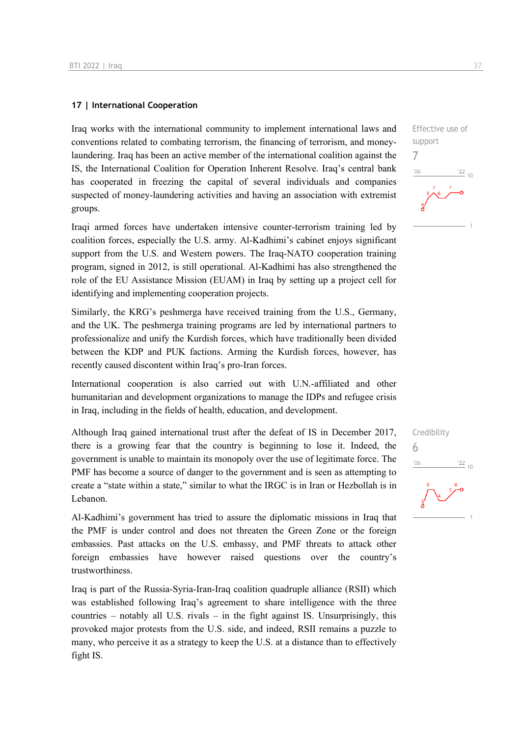## 17 | International Cooperation

Effective use of support

7

Iraq works with the international community to implement international laws and conventions related to combating terrorism, the financing of terrorism, and money-laundering. Iraq has been an active member of the international coalition against the IS, the International Coalition for Operation Inherent Resolve. Iraq's central bank has cooperated in freezing the capital of several individuals and companies suspected of money-laundering activities and having an association with extremist groups.

Iraqi armed forces have undertaken intensive counter-terrorism training led by coalition forces, especially the U.S. army. Al-Kadhimi's cabinet enjoys significant support from the U.S. and Western powers. The Iraq-NATO cooperation training program, signed in 2012, is still operational. Al-Kadhimi has also strengthened the role of the EU Assistance Mission (EUAM) in Iraq by setting up a project cell for identifying and implementing cooperation projects.

Similarly, the KRG's peshmerga have received training from the U.S., Germany, and the UK. The peshmerga training programs are led by international partners to professionalize and unify the Kurdish forces, which have traditionally been divided between the KDP and PUK factions. Arming the Kurdish forces, however, has recently caused discontent within Iraq's pro-Iran forces.

International cooperation is also carried out with U.N.-affiliated and other humanitarian and development organizations to manage the IDPs and refugee crisis in Iraq, including in the fields of health, education, and development.

Credibility

6

Although Iraq gained international trust after the defeat of IS in December 2017, there is a growing fear that the country is beginning to lose it. Indeed, the government is unable to maintain its monopoly over the use of legitimate force. The PMF has become a source of danger to the government and is seen as attempting to create a "state within a state," similar to what the IRGC is in Iran or Hezbollah is in Lebanon.

Al-Kadhimi's government has tried to assure the diplomatic missions in Iraq that the PMF is under control and does not threaten the Green Zone or the foreign embassies. Past attacks on the U.S. embassy, and PMF threats to attack other foreign embassies have however raised questions over the country's trustworthiness.

Iraq is part of the Russia-Syria-Iran-Iraq coalition quadruple alliance (RSII) which was established following Iraq's agreement to share intelligence with the three countries – notably all U.S. rivals – in the fight against IS. Unsurprisingly, this provoked major protests from the U.S. side, and indeed, RSII remains a puzzle to many, who perceive it as a strategy to keep the U.S. at a distance than to effectively fight IS.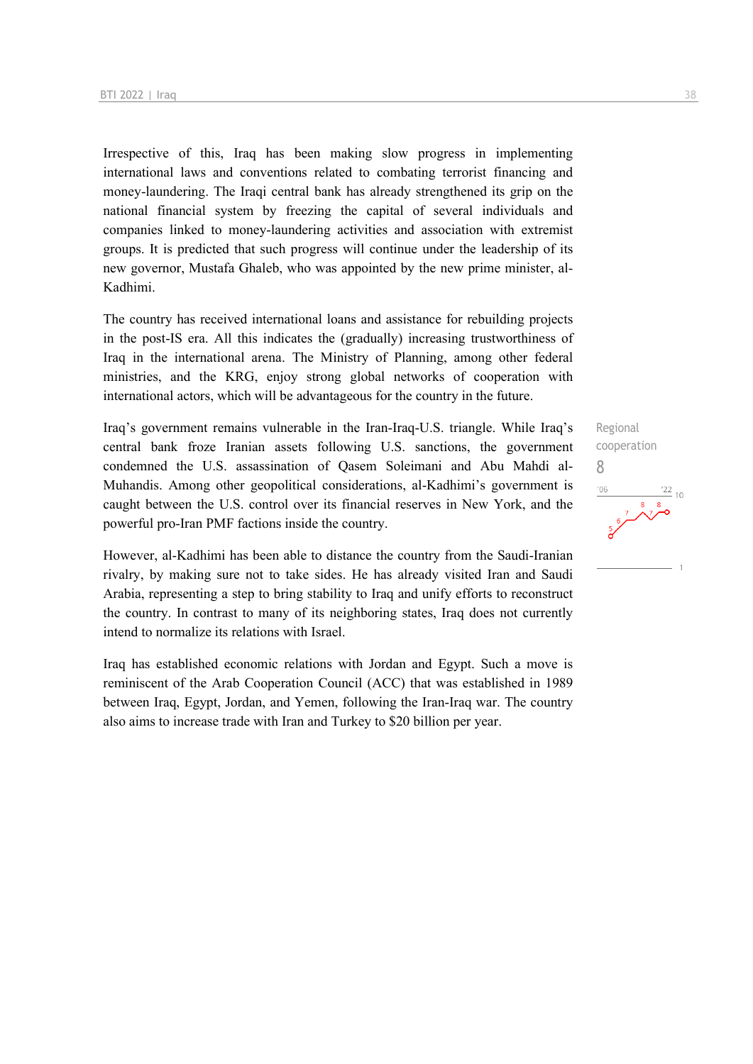Irrespective of this, Iraq has been making slow progress in implementing international laws and conventions related to combating terrorist financing and money-laundering. The Iraqi central bank has already strengthened its grip on the national financial system by freezing the capital of several individuals and companies linked to money-laundering activities and association with extremist groups. It is predicted that such progress will continue under the leadership of its new governor, Mustafa Ghaleb, who was appointed by the new prime minister, al-Kadhimi.

The country has received international loans and assistance for rebuilding projects in the post-IS era. All this indicates the (gradually) increasing trustworthiness of Iraq in the international arena. The Ministry of Planning, among other federal ministries, and the KRG, enjoy strong global networks of cooperation with international actors, which will be advantageous for the country in the future.

Regional cooperation

8

Iraq's government remains vulnerable in the Iran-Iraq-U.S. triangle. While Iraq's central bank froze Iranian assets following U.S. sanctions, the government condemned the U.S. assassination of Qasem Soleimani and Abu Mahdi al-Muhandis. Among other geopolitical considerations, al-Kadhimi's government is caught between the U.S. control over its financial reserves in New York, and the powerful pro-Iran PMF factions inside the country.

However, al-Kadhimi has been able to distance the country from the Saudi-Iranian rivalry, by making sure not to take sides. He has already visited Iran and Saudi Arabia, representing a step to bring stability to Iraq and unify efforts to reconstruct the country. In contrast to many of its neighboring states, Iraq does not currently intend to normalize its relations with Israel.

Iraq has established economic relations with Jordan and Egypt. Such a move is reminiscent of the Arab Cooperation Council (ACC) that was established in 1989 between Iraq, Egypt, Jordan, and Yemen, following the Iran-Iraq war. The country also aims to increase trade with Iran and Turkey to $20 billion per year.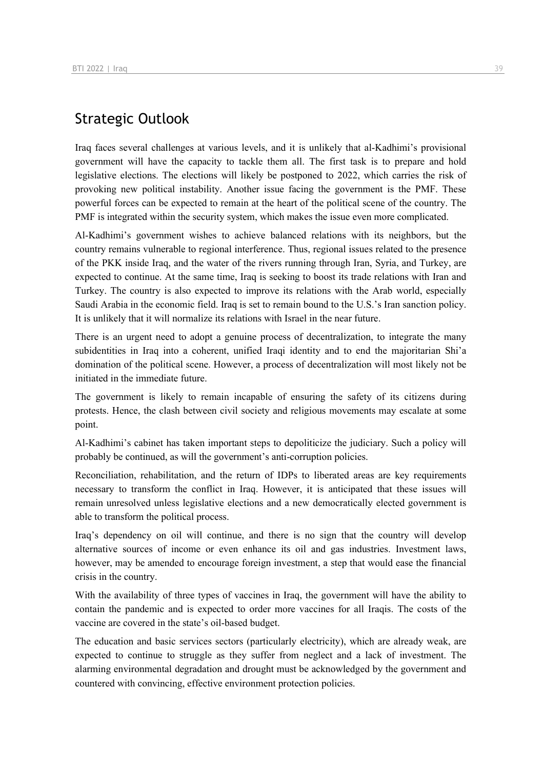## Strategic Outlook

Iraq faces several challenges at various levels, and it is unlikely that al-Kadhimi's provisional government will have the capacity to tackle them all. The first task is to prepare and hold legislative elections. The elections will likely be postponed to 2022, which carries the risk of provoking new political instability. Another issue facing the government is the PMF. These powerful forces can be expected to remain at the heart of the political scene of the country. The PMF is integrated within the security system, which makes the issue even more complicated.

Al-Kadhimi's government wishes to achieve balanced relations with its neighbors, but the country remains vulnerable to regional interference. Thus, regional issues related to the presence of the PKK inside Iraq, and the water of the rivers running through Iran, Syria, and Turkey, are expected to continue. At the same time, Iraq is seeking to boost its trade relations with Iran and Turkey. The country is also expected to improve its relations with the Arab world, especially Saudi Arabia in the economic field. Iraq is set to remain bound to the U.S.'s Iran sanction policy. It is unlikely that it will normalize its relations with Israel in the near future.

There is an urgent need to adopt a genuine process of decentralization, to integrate the many subidentities in Iraq into a coherent, unified Iraqi identity and to end the majoritarian Shi'a domination of the political scene. However, a process of decentralization will most likely not be initiated in the immediate future.

The government is likely to remain incapable of ensuring the safety of its citizens during protests. Hence, the clash between civil society and religious movements may escalate at some point.

Al-Kadhimi's cabinet has taken important steps to depoliticize the judiciary. Such a policy will probably be continued, as will the government's anti-corruption policies.

Reconciliation, rehabilitation, and the return of IDPs to liberated areas are key requirements necessary to transform the conflict in Iraq. However, it is anticipated that these issues will remain unresolved unless legislative elections and a new democratically elected government is able to transform the political process.

Iraq's dependency on oil will continue, and there is no sign that the country will develop alternative sources of income or even enhance its oil and gas industries. Investment laws, however, may be amended to encourage foreign investment, a step that would ease the financial crisis in the country.

With the availability of three types of vaccines in Iraq, the government will have the ability to contain the pandemic and is expected to order more vaccines for all Iraqis. The costs of the vaccine are covered in the state's oil-based budget.

The education and basic services sectors (particularly electricity), which are already weak, are expected to continue to struggle as they suffer from neglect and a lack of investment. The alarming environmental degradation and drought must be acknowledged by the government and countered with convincing, effective environment protection policies.